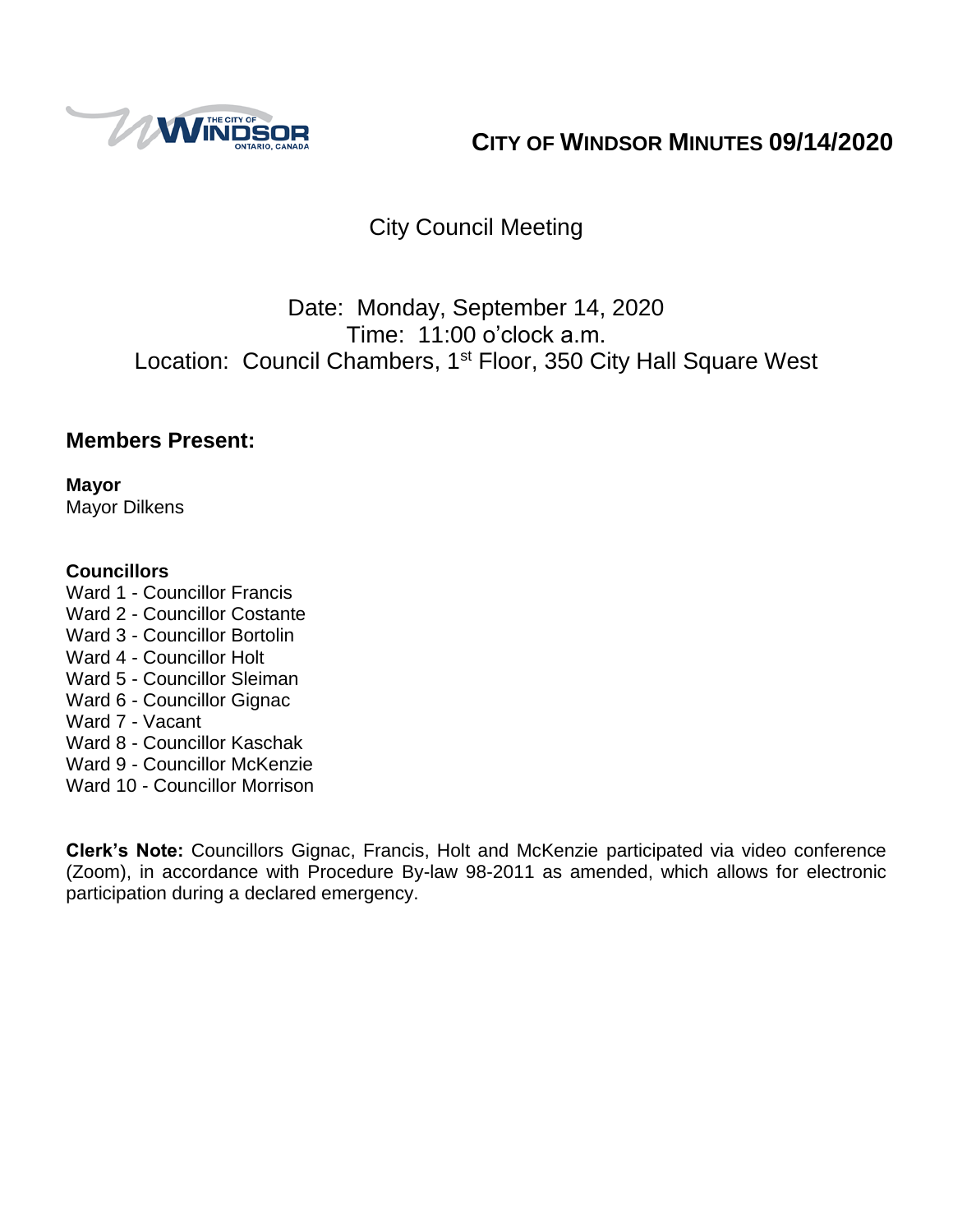# CITY OF WINDSOR MINUTES 09/14/2020

## City Council Meeting

Date: Monday, September 14, 2020
Time: 11:00 o'clock a.m.
Location: Council Chambers, 1st Floor, 350 City Hall Square West

## Members Present:

**Mayor**
Mayor Dilkens

**Councillors**
Ward 1 - Councillor Francis
Ward 2 - Councillor Costante
Ward 3 - Councillor Bortolin
Ward 4 - Councillor Holt
Ward 5 - Councillor Sleiman
Ward 6 - Councillor Gignac
Ward 7 - Vacant
Ward 8 - Councillor Kaschak
Ward 9 - Councillor McKenzie
Ward 10 - Councillor Morrison

**Clerk's Note:** Councillors Gignac, Francis, Holt and McKenzie participated via video conference (Zoom), in accordance with Procedure By-law 98-2011 as amended, which allows for electronic participation during a declared emergency.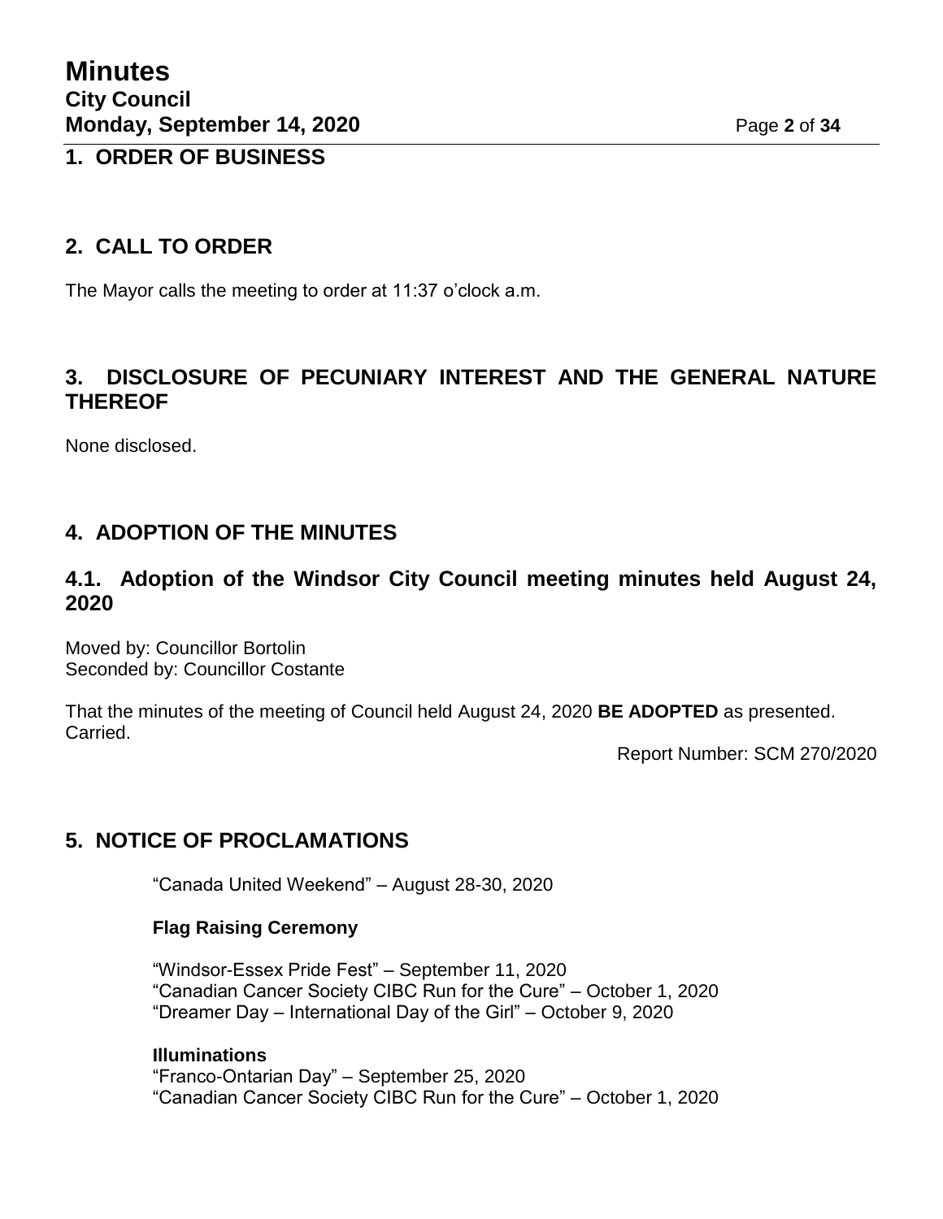## 1. ORDER OF BUSINESS

## 2. CALL TO ORDER

The Mayor calls the meeting to order at 11:37 o'clock a.m.

## 3. DISCLOSURE OF PECUNIARY INTEREST AND THE GENERAL NATURE THEREOF

None disclosed.

## 4. ADOPTION OF THE MINUTES

### 4.1. Adoption of the Windsor City Council meeting minutes held August 24, 2020

Moved by: Councillor Bortolin
Seconded by: Councillor Costante

That the minutes of the meeting of Council held August 24, 2020 **BE ADOPTED** as presented.
Carried.

Report Number: SCM 270/2020

## 5. NOTICE OF PROCLAMATIONS

"Canada United Weekend" – August 28-30, 2020

**Flag Raising Ceremony**

"Windsor-Essex Pride Fest" – September 11, 2020
"Canadian Cancer Society CIBC Run for the Cure" – October 1, 2020
"Dreamer Day – International Day of the Girl" – October 9, 2020

**Illuminations**
"Franco-Ontarian Day" – September 25, 2020
"Canadian Cancer Society CIBC Run for the Cure" – October 1, 2020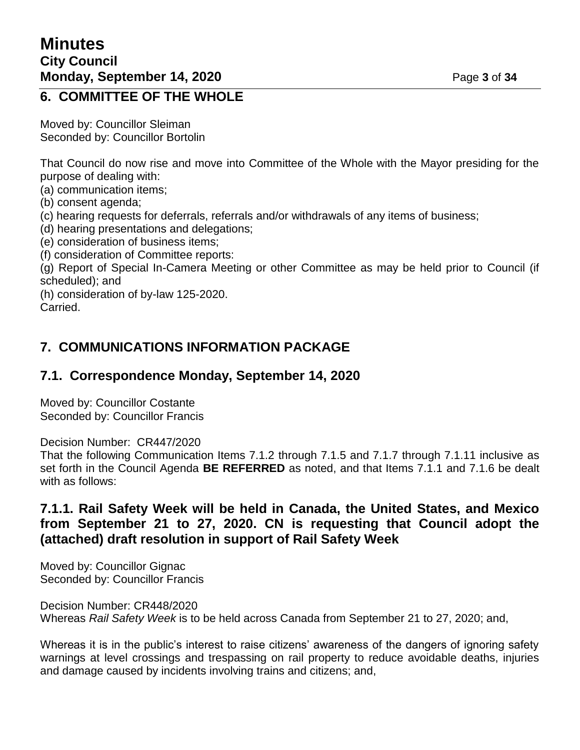## 6. COMMITTEE OF THE WHOLE

Moved by: Councillor Sleiman
Seconded by: Councillor Bortolin

That Council do now rise and move into Committee of the Whole with the Mayor presiding for the purpose of dealing with:
(a) communication items;
(b) consent agenda;
(c) hearing requests for deferrals, referrals and/or withdrawals of any items of business;
(d) hearing presentations and delegations;
(e) consideration of business items;
(f) consideration of Committee reports:
(g) Report of Special In-Camera Meeting or other Committee as may be held prior to Council (if scheduled); and
(h) consideration of by-law 125-2020.
Carried.

## 7. COMMUNICATIONS INFORMATION PACKAGE

### 7.1. Correspondence Monday, September 14, 2020

Moved by: Councillor Costante
Seconded by: Councillor Francis

Decision Number: CR447/2020
That the following Communication Items 7.1.2 through 7.1.5 and 7.1.7 through 7.1.11 inclusive as set forth in the Council Agenda **BE REFERRED** as noted, and that Items 7.1.1 and 7.1.6 be dealt with as follows:

### 7.1.1. Rail Safety Week will be held in Canada, the United States, and Mexico from September 21 to 27, 2020. CN is requesting that Council adopt the (attached) draft resolution in support of Rail Safety Week

Moved by: Councillor Gignac
Seconded by: Councillor Francis

Decision Number: CR448/2020
Whereas *Rail Safety Week* is to be held across Canada from September 21 to 27, 2020; and,

Whereas it is in the public's interest to raise citizens' awareness of the dangers of ignoring safety warnings at level crossings and trespassing on rail property to reduce avoidable deaths, injuries and damage caused by incidents involving trains and citizens; and,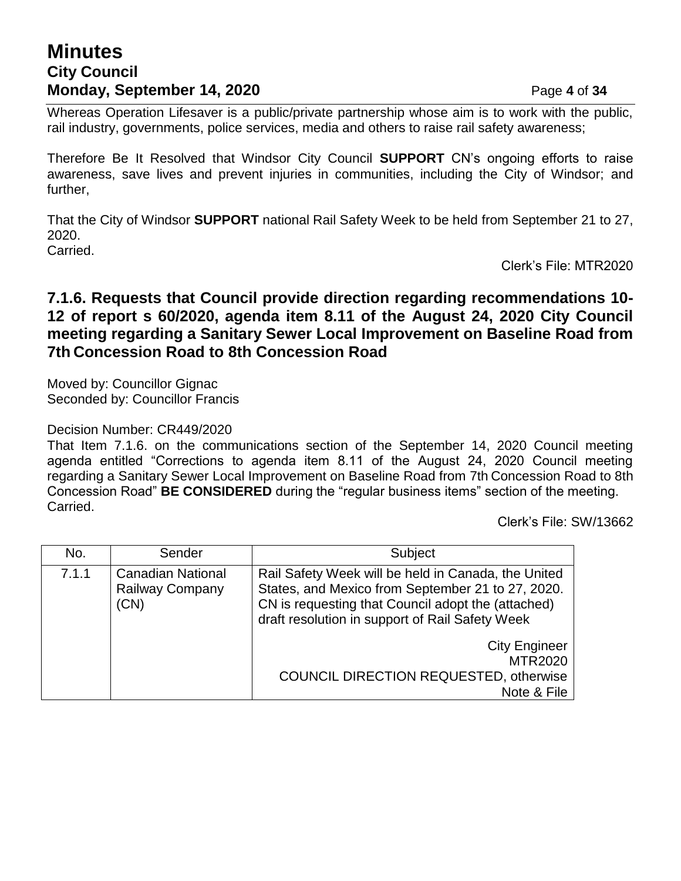Whereas Operation Lifesaver is a public/private partnership whose aim is to work with the public, rail industry, governments, police services, media and others to raise rail safety awareness;

Therefore Be It Resolved that Windsor City Council **SUPPORT** CN's ongoing efforts to raise awareness, save lives and prevent injuries in communities, including the City of Windsor; and further,

That the City of Windsor **SUPPORT** national Rail Safety Week to be held from September 21 to 27, 2020.
Carried.

Clerk's File: MTR2020

### 7.1.6. Requests that Council provide direction regarding recommendations 10-12 of report s 60/2020, agenda item 8.11 of the August 24, 2020 City Council meeting regarding a Sanitary Sewer Local Improvement on Baseline Road from 7th Concession Road to 8th Concession Road

Moved by: Councillor Gignac
Seconded by: Councillor Francis

Decision Number: CR449/2020
That Item 7.1.6. on the communications section of the September 14, 2020 Council meeting agenda entitled "Corrections to agenda item 8.11 of the August 24, 2020 Council meeting regarding a Sanitary Sewer Local Improvement on Baseline Road from 7th Concession Road to 8th Concession Road" **BE CONSIDERED** during the "regular business items" section of the meeting.
Carried.

Clerk's File: SW/13662

| No. | Sender | Subject |
|---|---|---|
| 7.1.1 | Canadian National Railway Company (CN) | Rail Safety Week will be held in Canada, the United States, and Mexico from September 21 to 27, 2020. CN is requesting that Council adopt the (attached) draft resolution in support of Rail Safety Week<br><br>City Engineer<br>MTR2020<br>COUNCIL DIRECTION REQUESTED, otherwise Note & File |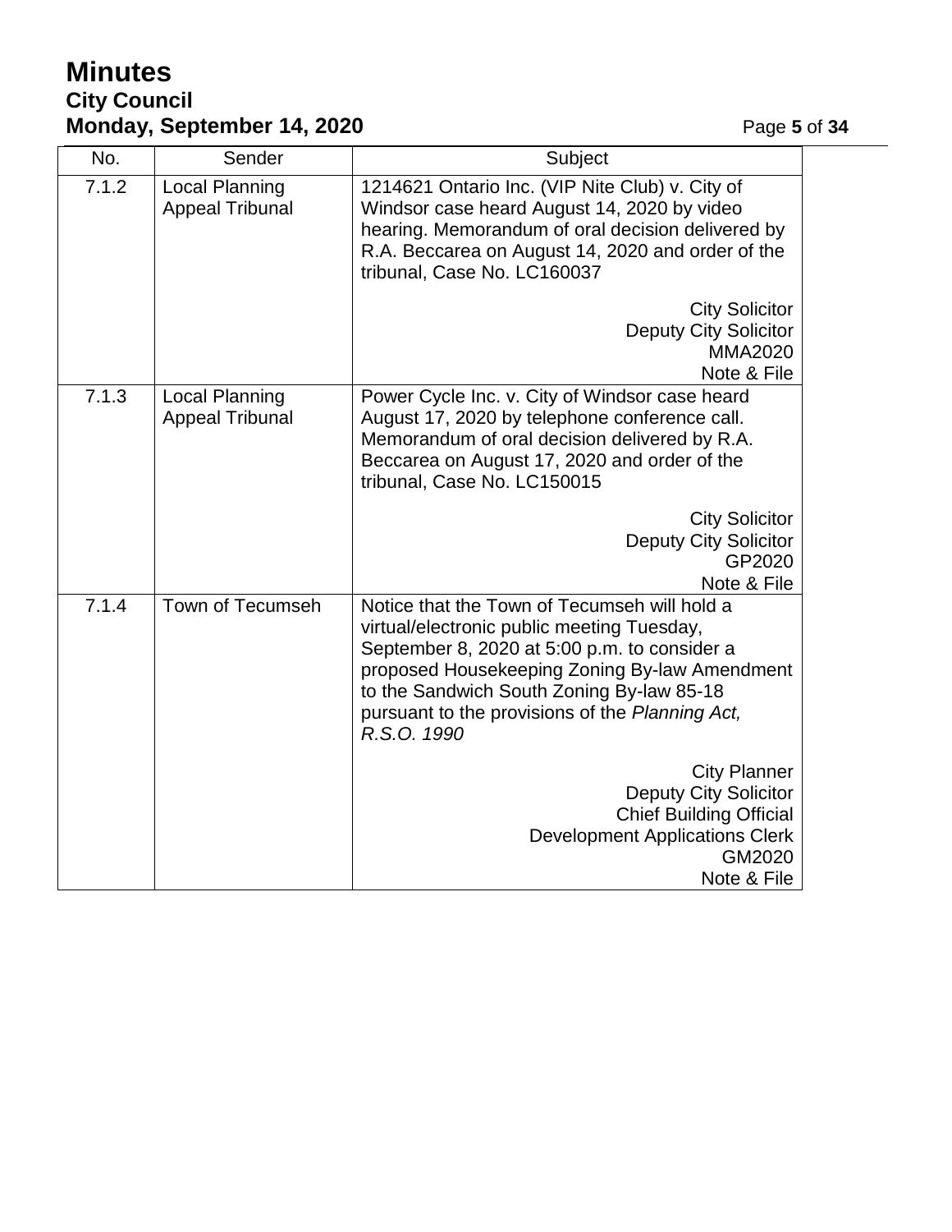| No. | Sender | Subject |
|---|---|---|
| 7.1.2 | Local Planning Appeal Tribunal | 1214621 Ontario Inc. (VIP Nite Club) v. City of Windsor case heard August 14, 2020 by video hearing. Memorandum of oral decision delivered by R.A. Beccarea on August 14, 2020 and order of the tribunal, Case No. LC160037<br><br>City Solicitor<br>Deputy City Solicitor<br>MMA2020<br>Note & File |
| 7.1.3 | Local Planning Appeal Tribunal | Power Cycle Inc. v. City of Windsor case heard August 17, 2020 by telephone conference call. Memorandum of oral decision delivered by R.A. Beccarea on August 17, 2020 and order of the tribunal, Case No. LC150015<br><br>City Solicitor<br>Deputy City Solicitor<br>GP2020<br>Note & File |
| 7.1.4 | Town of Tecumseh | Notice that the Town of Tecumseh will hold a virtual/electronic public meeting Tuesday, September 8, 2020 at 5:00 p.m. to consider a proposed Housekeeping Zoning By-law Amendment to the Sandwich South Zoning By-law 85-18 pursuant to the provisions of the *Planning Act, R.S.O. 1990*<br><br>City Planner<br>Deputy City Solicitor<br>Chief Building Official<br>Development Applications Clerk<br>GM2020<br>Note & File |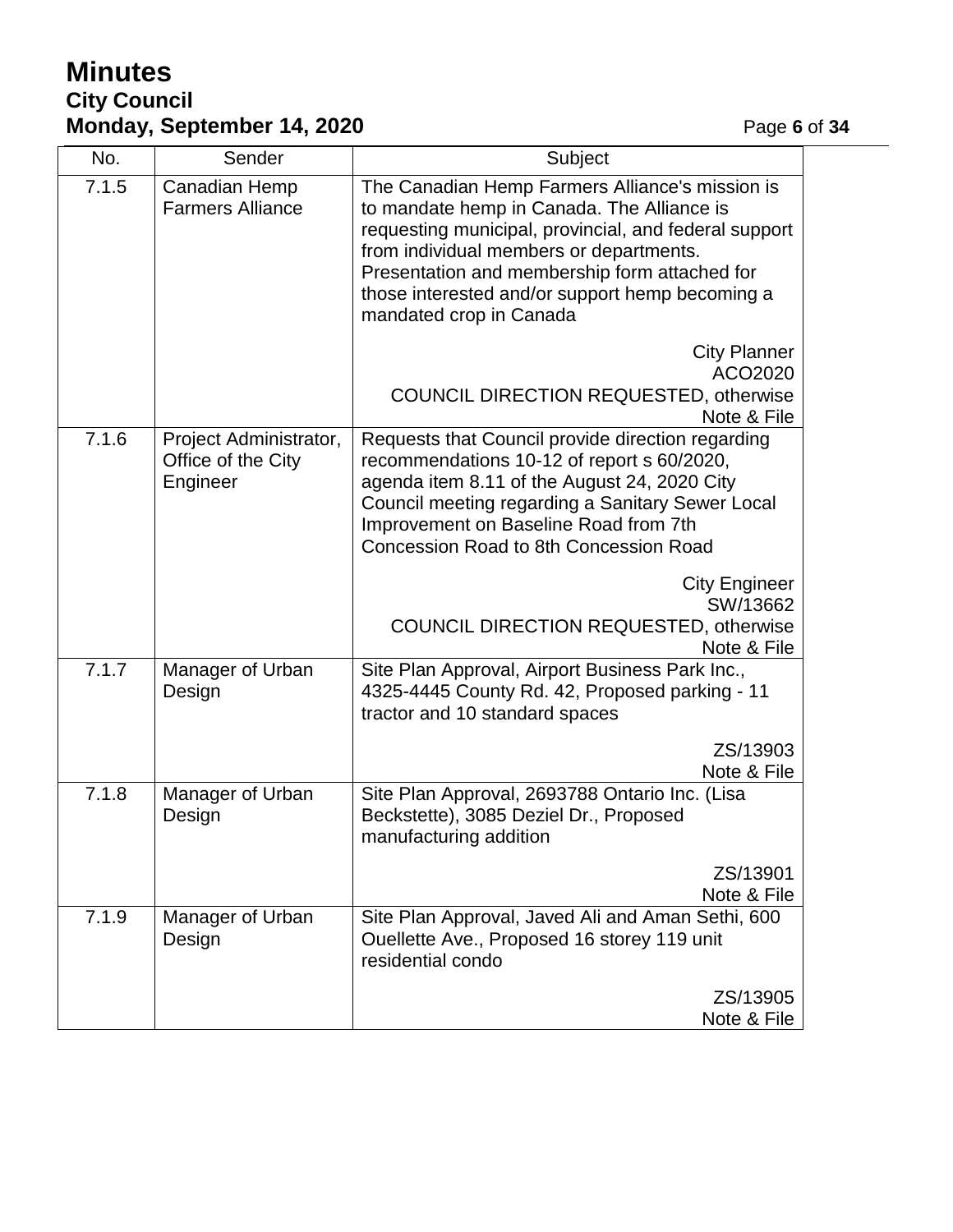| No. | Sender | Subject |
|---|---|---|
| 7.1.5 | Canadian Hemp Farmers Alliance | The Canadian Hemp Farmers Alliance's mission is to mandate hemp in Canada. The Alliance is requesting municipal, provincial, and federal support from individual members or departments. Presentation and membership form attached for those interested and/or support hemp becoming a mandated crop in Canada<br><br>City Planner<br>ACO2020<br>COUNCIL DIRECTION REQUESTED, otherwise Note & File |
| 7.1.6 | Project Administrator, Office of the City Engineer | Requests that Council provide direction regarding recommendations 10-12 of report s 60/2020, agenda item 8.11 of the August 24, 2020 City Council meeting regarding a Sanitary Sewer Local Improvement on Baseline Road from 7th Concession Road to 8th Concession Road<br><br>City Engineer<br>SW/13662<br>COUNCIL DIRECTION REQUESTED, otherwise Note & File |
| 7.1.7 | Manager of Urban Design | Site Plan Approval, Airport Business Park Inc., 4325-4445 County Rd. 42, Proposed parking - 11 tractor and 10 standard spaces<br><br>ZS/13903<br>Note & File |
| 7.1.8 | Manager of Urban Design | Site Plan Approval, 2693788 Ontario Inc. (Lisa Beckstette), 3085 Deziel Dr., Proposed manufacturing addition<br><br>ZS/13901<br>Note & File |
| 7.1.9 | Manager of Urban Design | Site Plan Approval, Javed Ali and Aman Sethi, 600 Ouellette Ave., Proposed 16 storey 119 unit residential condo<br><br>ZS/13905<br>Note & File |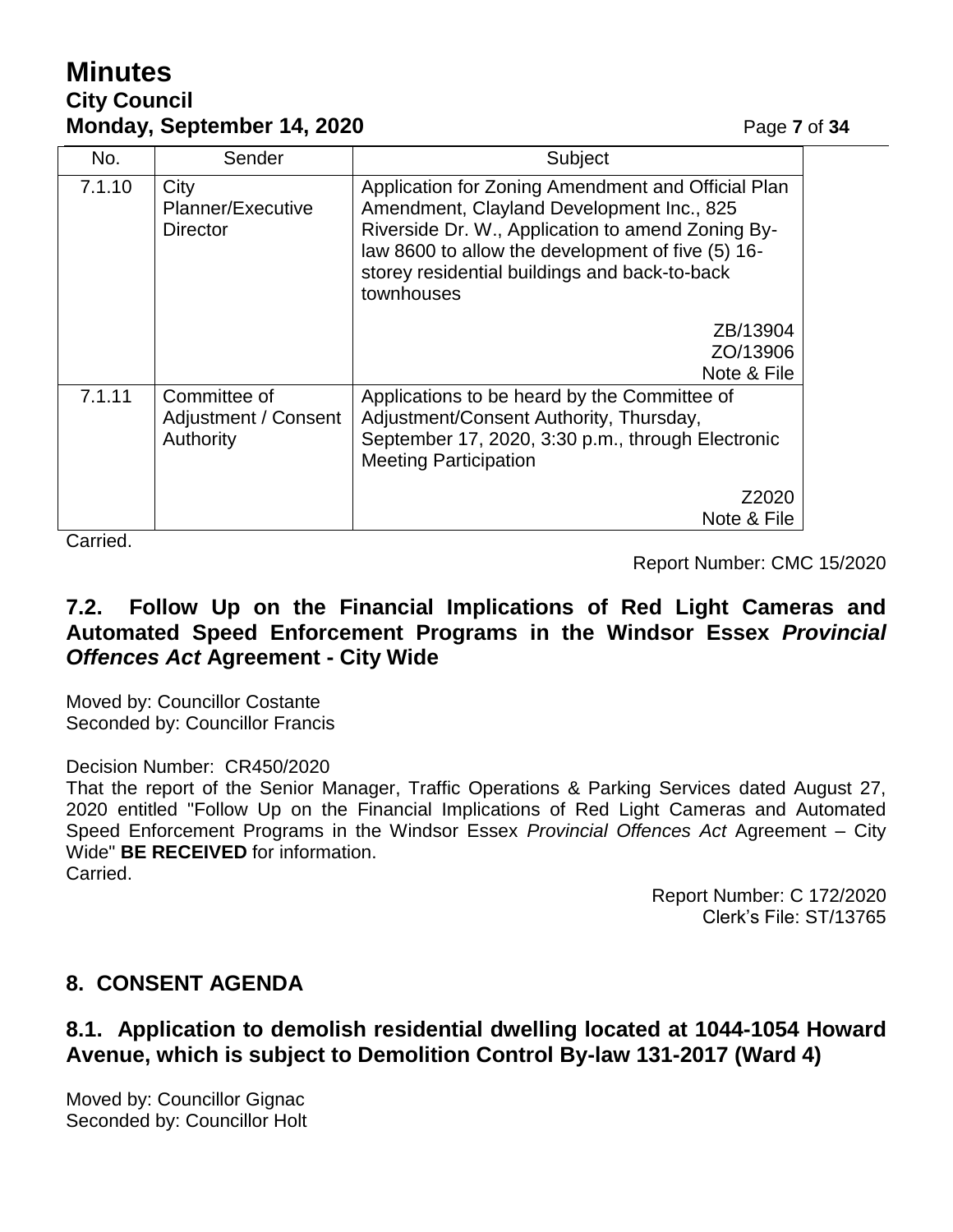| No. | Sender | Subject |
|---|---|---|
| 7.1.10 | City Planner/Executive Director | Application for Zoning Amendment and Official Plan Amendment, Clayland Development Inc., 825 Riverside Dr. W., Application to amend Zoning By-law 8600 to allow the development of five (5) 16-storey residential buildings and back-to-back townhouses<br><br>ZB/13904<br>ZO/13906<br>Note & File |
| 7.1.11 | Committee of Adjustment / Consent Authority | Applications to be heard by the Committee of Adjustment/Consent Authority, Thursday, September 17, 2020, 3:30 p.m., through Electronic Meeting Participation<br><br>Z2020<br>Note & File |

Carried.

Report Number: CMC 15/2020

## 7.2. Follow Up on the Financial Implications of Red Light Cameras and Automated Speed Enforcement Programs in the Windsor Essex *Provincial Offences Act* Agreement - City Wide

Moved by: Councillor Costante
Seconded by: Councillor Francis

Decision Number: CR450/2020
That the report of the Senior Manager, Traffic Operations & Parking Services dated August 27, 2020 entitled "Follow Up on the Financial Implications of Red Light Cameras and Automated Speed Enforcement Programs in the Windsor Essex *Provincial Offences Act* Agreement – City Wide" **BE RECEIVED** for information.
Carried.

Report Number: C 172/2020
Clerk's File: ST/13765

# 8. CONSENT AGENDA

## 8.1. Application to demolish residential dwelling located at 1044-1054 Howard Avenue, which is subject to Demolition Control By-law 131-2017 (Ward 4)

Moved by: Councillor Gignac
Seconded by: Councillor Holt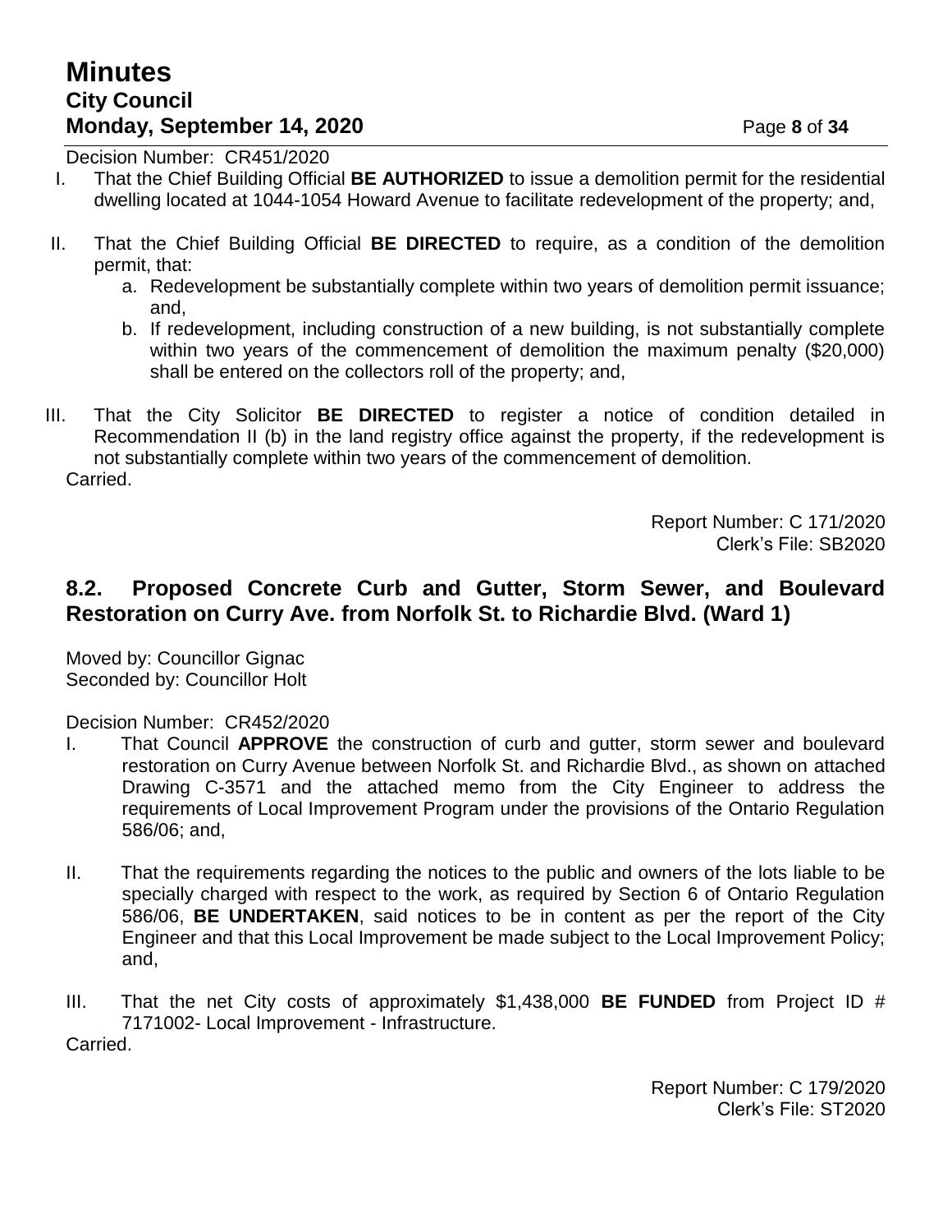Decision Number: CR451/2020

I. That the Chief Building Official **BE AUTHORIZED** to issue a demolition permit for the residential dwelling located at 1044-1054 Howard Avenue to facilitate redevelopment of the property; and,

II. That the Chief Building Official **BE DIRECTED** to require, as a condition of the demolition permit, that:

   a. Redevelopment be substantially complete within two years of demolition permit issuance; and,

   b. If redevelopment, including construction of a new building, is not substantially complete within two years of the commencement of demolition the maximum penalty ($20,000) shall be entered on the collectors roll of the property; and,

III. That the City Solicitor **BE DIRECTED** to register a notice of condition detailed in Recommendation II (b) in the land registry office against the property, if the redevelopment is not substantially complete within two years of the commencement of demolition.

Carried.

Report Number: C 171/2020
Clerk's File: SB2020

## 8.2. Proposed Concrete Curb and Gutter, Storm Sewer, and Boulevard Restoration on Curry Ave. from Norfolk St. to Richardie Blvd. (Ward 1)

Moved by: Councillor Gignac
Seconded by: Councillor Holt

Decision Number: CR452/2020

I. That Council **APPROVE** the construction of curb and gutter, storm sewer and boulevard restoration on Curry Avenue between Norfolk St. and Richardie Blvd., as shown on attached Drawing C-3571 and the attached memo from the City Engineer to address the requirements of Local Improvement Program under the provisions of the Ontario Regulation 586/06; and,

II. That the requirements regarding the notices to the public and owners of the lots liable to be specially charged with respect to the work, as required by Section 6 of Ontario Regulation 586/06, **BE UNDERTAKEN**, said notices to be in content as per the report of the City Engineer and that this Local Improvement be made subject to the Local Improvement Policy; and,

III. That the net City costs of approximately $1,438,000 **BE FUNDED** from Project ID # 7171002- Local Improvement - Infrastructure.

Carried.

Report Number: C 179/2020
Clerk's File: ST2020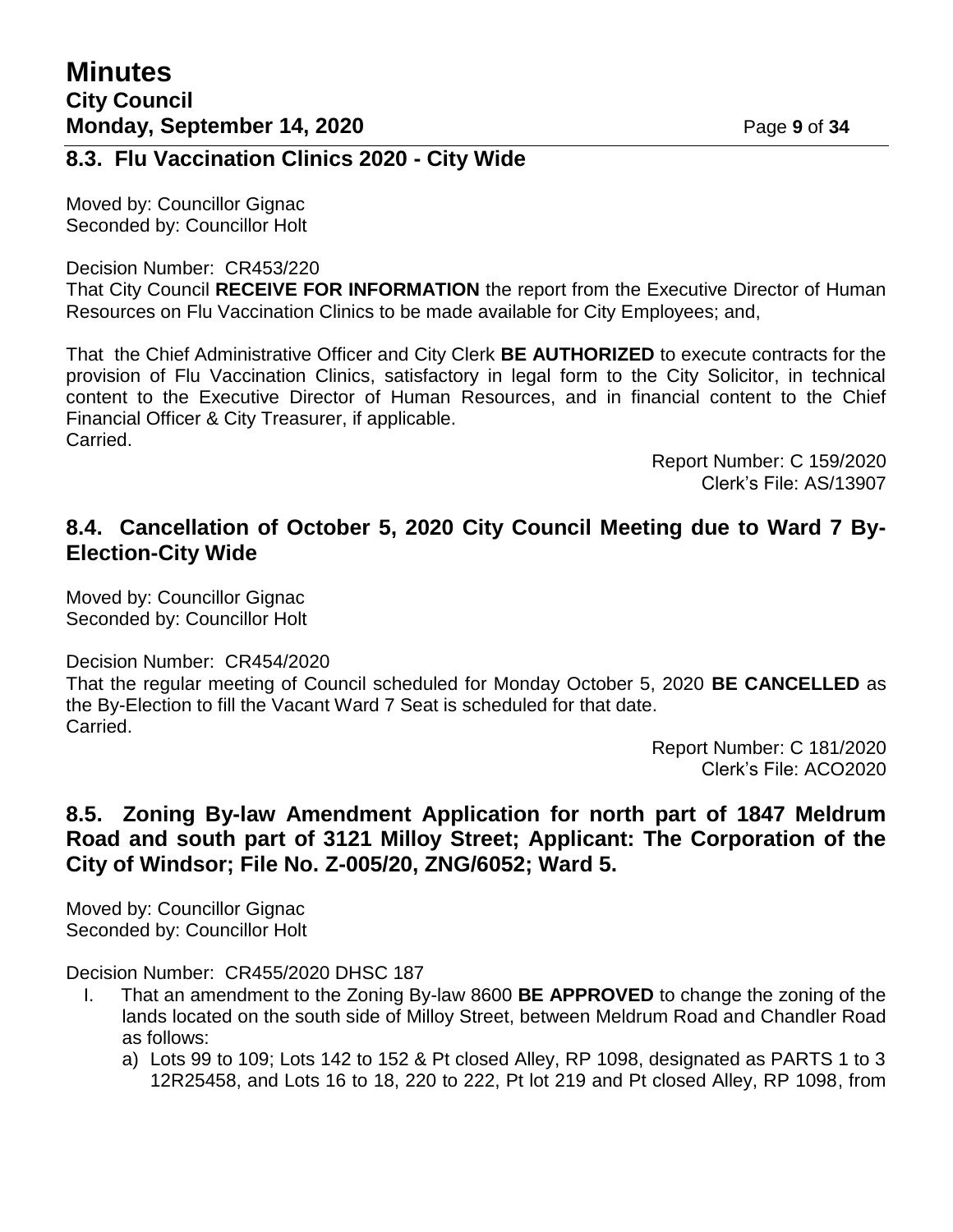## 8.3. Flu Vaccination Clinics 2020 - City Wide

Moved by: Councillor Gignac
Seconded by: Councillor Holt

Decision Number: CR453/220
That City Council **RECEIVE FOR INFORMATION** the report from the Executive Director of Human Resources on Flu Vaccination Clinics to be made available for City Employees; and,

That the Chief Administrative Officer and City Clerk **BE AUTHORIZED** to execute contracts for the provision of Flu Vaccination Clinics, satisfactory in legal form to the City Solicitor, in technical content to the Executive Director of Human Resources, and in financial content to the Chief Financial Officer & City Treasurer, if applicable.
Carried.

Report Number: C 159/2020
Clerk's File: AS/13907

## 8.4. Cancellation of October 5, 2020 City Council Meeting due to Ward 7 By-Election-City Wide

Moved by: Councillor Gignac
Seconded by: Councillor Holt

Decision Number: CR454/2020
That the regular meeting of Council scheduled for Monday October 5, 2020 **BE CANCELLED** as the By-Election to fill the Vacant Ward 7 Seat is scheduled for that date.
Carried.

Report Number: C 181/2020
Clerk's File: ACO2020

## 8.5. Zoning By-law Amendment Application for north part of 1847 Meldrum Road and south part of 3121 Milloy Street; Applicant: The Corporation of the City of Windsor; File No. Z-005/20, ZNG/6052; Ward 5.

Moved by: Councillor Gignac
Seconded by: Councillor Holt

Decision Number: CR455/2020 DHSC 187

I. That an amendment to the Zoning By-law 8600 **BE APPROVED** to change the zoning of the lands located on the south side of Milloy Street, between Meldrum Road and Chandler Road as follows:
   a) Lots 99 to 109; Lots 142 to 152 & Pt closed Alley, RP 1098, designated as PARTS 1 to 3 12R25458, and Lots 16 to 18, 220 to 222, Pt lot 219 and Pt closed Alley, RP 1098, from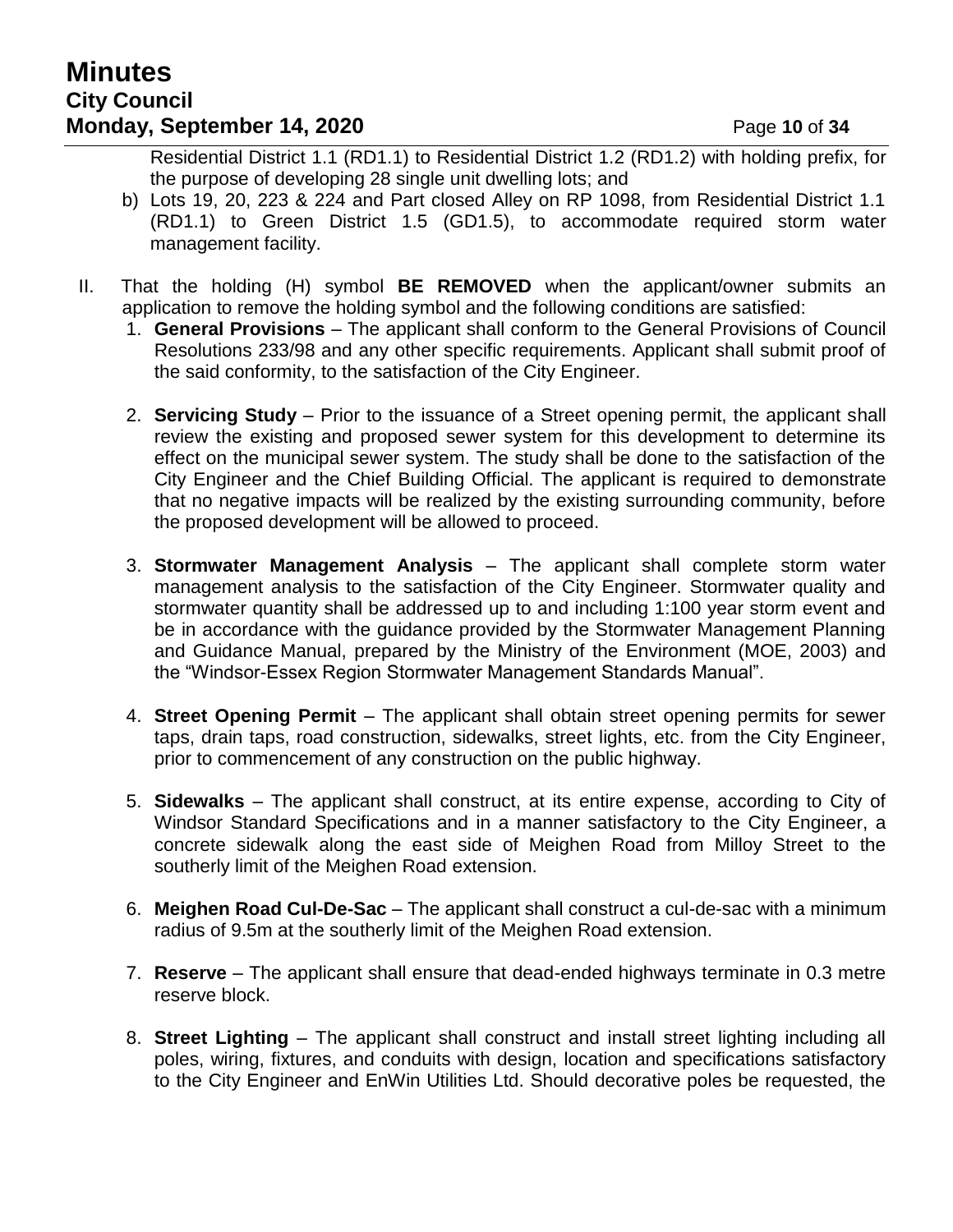Residential District 1.1 (RD1.1) to Residential District 1.2 (RD1.2) with holding prefix, for the purpose of developing 28 single unit dwelling lots; and

b) Lots 19, 20, 223 & 224 and Part closed Alley on RP 1098, from Residential District 1.1 (RD1.1) to Green District 1.5 (GD1.5), to accommodate required storm water management facility.

II. That the holding (H) symbol **BE REMOVED** when the applicant/owner submits an application to remove the holding symbol and the following conditions are satisfied:

1. **General Provisions** – The applicant shall conform to the General Provisions of Council Resolutions 233/98 and any other specific requirements. Applicant shall submit proof of the said conformity, to the satisfaction of the City Engineer.

2. **Servicing Study** – Prior to the issuance of a Street opening permit, the applicant shall review the existing and proposed sewer system for this development to determine its effect on the municipal sewer system. The study shall be done to the satisfaction of the City Engineer and the Chief Building Official. The applicant is required to demonstrate that no negative impacts will be realized by the existing surrounding community, before the proposed development will be allowed to proceed.

3. **Stormwater Management Analysis** – The applicant shall complete storm water management analysis to the satisfaction of the City Engineer. Stormwater quality and stormwater quantity shall be addressed up to and including 1:100 year storm event and be in accordance with the guidance provided by the Stormwater Management Planning and Guidance Manual, prepared by the Ministry of the Environment (MOE, 2003) and the "Windsor-Essex Region Stormwater Management Standards Manual".

4. **Street Opening Permit** – The applicant shall obtain street opening permits for sewer taps, drain taps, road construction, sidewalks, street lights, etc. from the City Engineer, prior to commencement of any construction on the public highway.

5. **Sidewalks** – The applicant shall construct, at its entire expense, according to City of Windsor Standard Specifications and in a manner satisfactory to the City Engineer, a concrete sidewalk along the east side of Meighen Road from Milloy Street to the southerly limit of the Meighen Road extension.

6. **Meighen Road Cul-De-Sac** – The applicant shall construct a cul-de-sac with a minimum radius of 9.5m at the southerly limit of the Meighen Road extension.

7. **Reserve** – The applicant shall ensure that dead-ended highways terminate in 0.3 metre reserve block.

8. **Street Lighting** – The applicant shall construct and install street lighting including all poles, wiring, fixtures, and conduits with design, location and specifications satisfactory to the City Engineer and EnWin Utilities Ltd. Should decorative poles be requested, the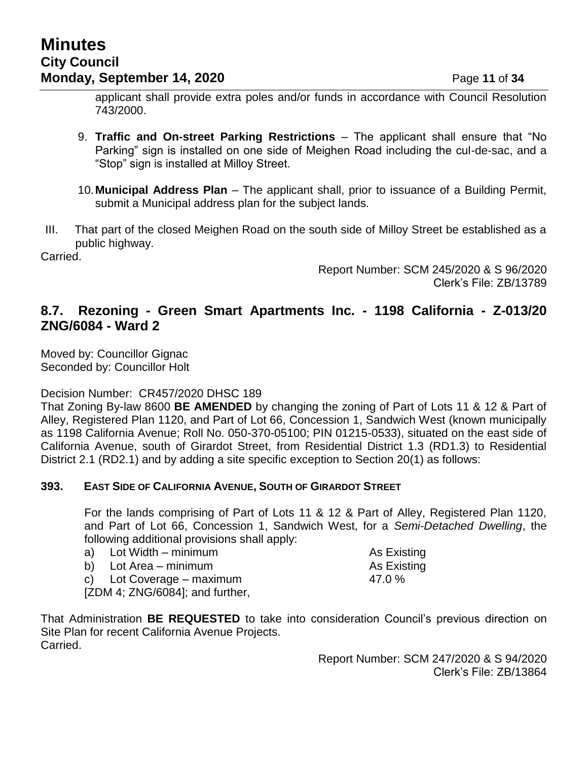applicant shall provide extra poles and/or funds in accordance with Council Resolution 743/2000.

9. **Traffic and On-street Parking Restrictions** – The applicant shall ensure that "No Parking" sign is installed on one side of Meighen Road including the cul-de-sac, and a "Stop" sign is installed at Milloy Street.

10. **Municipal Address Plan** – The applicant shall, prior to issuance of a Building Permit, submit a Municipal address plan for the subject lands.

III. That part of the closed Meighen Road on the south side of Milloy Street be established as a public highway.

Carried.

Report Number: SCM 245/2020 & S 96/2020
Clerk's File: ZB/13789

## 8.7. Rezoning - Green Smart Apartments Inc. - 1198 California - Z-013/20 ZNG/6084 - Ward 2

Moved by: Councillor Gignac
Seconded by: Councillor Holt

Decision Number: CR457/2020 DHSC 189

That Zoning By-law 8600 **BE AMENDED** by changing the zoning of Part of Lots 11 & 12 & Part of Alley, Registered Plan 1120, and Part of Lot 66, Concession 1, Sandwich West (known municipally as 1198 California Avenue; Roll No. 050-370-05100; PIN 01215-0533), situated on the east side of California Avenue, south of Girardot Street, from Residential District 1.3 (RD1.3) to Residential District 2.1 (RD2.1) and by adding a site specific exception to Section 20(1) as follows:

**393. EAST SIDE OF CALIFORNIA AVENUE, SOUTH OF GIRARDOT STREET**

For the lands comprising of Part of Lots 11 & 12 & Part of Alley, Registered Plan 1120, and Part of Lot 66, Concession 1, Sandwich West, for a *Semi-Detached Dwelling*, the following additional provisions shall apply:

a) Lot Width – minimum — As Existing
b) Lot Area – minimum — As Existing
c) Lot Coverage – maximum — 47.0 %

[ZDM 4; ZNG/6084]; and further,

That Administration **BE REQUESTED** to take into consideration Council's previous direction on Site Plan for recent California Avenue Projects.
Carried.

Report Number: SCM 247/2020 & S 94/2020
Clerk's File: ZB/13864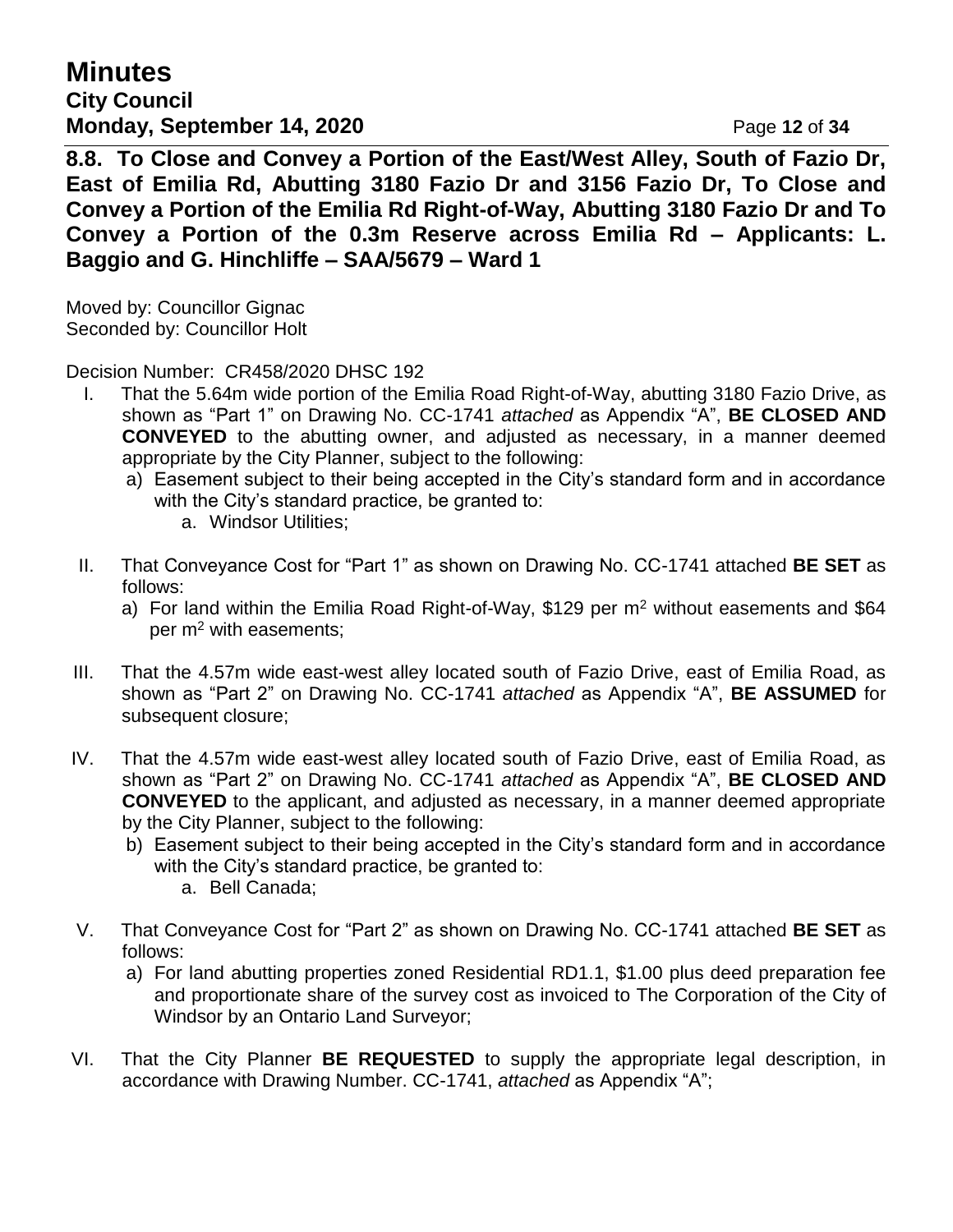**8.8. To Close and Convey a Portion of the East/West Alley, South of Fazio Dr, East of Emilia Rd, Abutting 3180 Fazio Dr and 3156 Fazio Dr, To Close and Convey a Portion of the Emilia Rd Right-of-Way, Abutting 3180 Fazio Dr and To Convey a Portion of the 0.3m Reserve across Emilia Rd – Applicants: L. Baggio and G. Hinchliffe – SAA/5679 – Ward 1**

Moved by: Councillor Gignac
Seconded by: Councillor Holt

Decision Number: CR458/2020 DHSC 192

I. That the 5.64m wide portion of the Emilia Road Right-of-Way, abutting 3180 Fazio Drive, as shown as "Part 1" on Drawing No. CC-1741 *attached* as Appendix "A", **BE CLOSED AND CONVEYED** to the abutting owner, and adjusted as necessary, in a manner deemed appropriate by the City Planner, subject to the following:
   a) Easement subject to their being accepted in the City's standard form and in accordance with the City's standard practice, be granted to:
      a. Windsor Utilities;

II. That Conveyance Cost for "Part 1" as shown on Drawing No. CC-1741 attached **BE SET** as follows:
   a) For land within the Emilia Road Right-of-Way, \$129 per $m^2$ without easements and \$64 per $m^2$ with easements;

III. That the 4.57m wide east-west alley located south of Fazio Drive, east of Emilia Road, as shown as "Part 2" on Drawing No. CC-1741 *attached* as Appendix "A", **BE ASSUMED** for subsequent closure;

IV. That the 4.57m wide east-west alley located south of Fazio Drive, east of Emilia Road, as shown as "Part 2" on Drawing No. CC-1741 *attached* as Appendix "A", **BE CLOSED AND CONVEYED** to the applicant, and adjusted as necessary, in a manner deemed appropriate by the City Planner, subject to the following:
   b) Easement subject to their being accepted in the City's standard form and in accordance with the City's standard practice, be granted to:
      a. Bell Canada;

V. That Conveyance Cost for "Part 2" as shown on Drawing No. CC-1741 attached **BE SET** as follows:
   a) For land abutting properties zoned Residential RD1.1, \$1.00 plus deed preparation fee and proportionate share of the survey cost as invoiced to The Corporation of the City of Windsor by an Ontario Land Surveyor;

VI. That the City Planner **BE REQUESTED** to supply the appropriate legal description, in accordance with Drawing Number. CC-1741, *attached* as Appendix "A";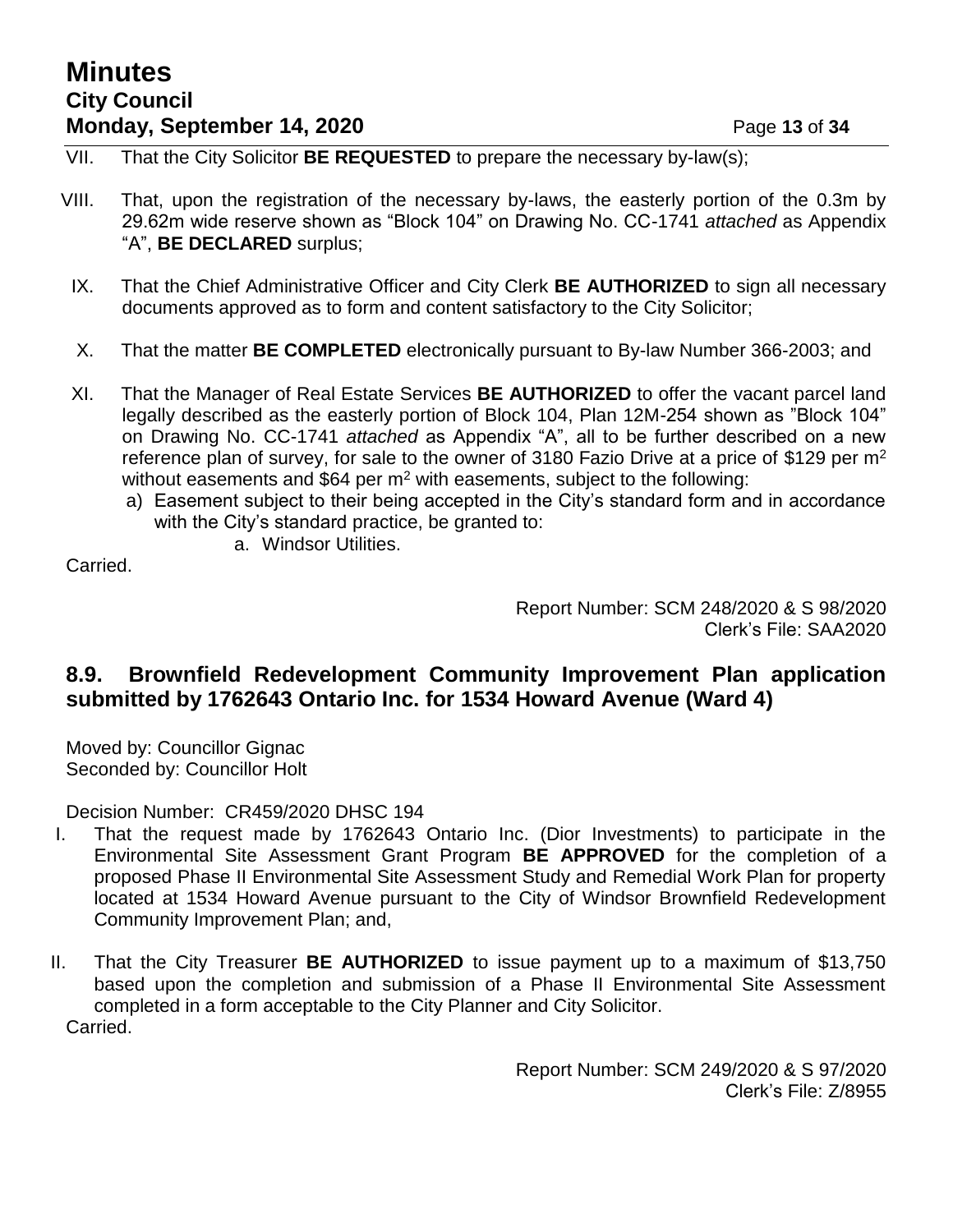VII. That the City Solicitor **BE REQUESTED** to prepare the necessary by-law(s);

VIII. That, upon the registration of the necessary by-laws, the easterly portion of the 0.3m by 29.62m wide reserve shown as "Block 104" on Drawing No. CC-1741 *attached* as Appendix "A", **BE DECLARED** surplus;

IX. That the Chief Administrative Officer and City Clerk **BE AUTHORIZED** to sign all necessary documents approved as to form and content satisfactory to the City Solicitor;

X. That the matter **BE COMPLETED** electronically pursuant to By-law Number 366-2003; and

XI. That the Manager of Real Estate Services **BE AUTHORIZED** to offer the vacant parcel land legally described as the easterly portion of Block 104, Plan 12M-254 shown as "Block 104" on Drawing No. CC-1741 *attached* as Appendix "A", all to be further described on a new reference plan of survey, for sale to the owner of 3180 Fazio Drive at a price of \$129 per $m^2$ without easements and \$64 per $m^2$ with easements, subject to the following:

   a) Easement subject to their being accepted in the City's standard form and in accordance with the City's standard practice, be granted to:

      a. Windsor Utilities.

Carried.

Report Number: SCM 248/2020 & S 98/2020
Clerk's File: SAA2020

### 8.9. Brownfield Redevelopment Community Improvement Plan application submitted by 1762643 Ontario Inc. for 1534 Howard Avenue (Ward 4)

Moved by: Councillor Gignac
Seconded by: Councillor Holt

Decision Number: CR459/2020 DHSC 194

I. That the request made by 1762643 Ontario Inc. (Dior Investments) to participate in the Environmental Site Assessment Grant Program **BE APPROVED** for the completion of a proposed Phase II Environmental Site Assessment Study and Remedial Work Plan for property located at 1534 Howard Avenue pursuant to the City of Windsor Brownfield Redevelopment Community Improvement Plan; and,

II. That the City Treasurer **BE AUTHORIZED** to issue payment up to a maximum of \$13,750 based upon the completion and submission of a Phase II Environmental Site Assessment completed in a form acceptable to the City Planner and City Solicitor.

Carried.

Report Number: SCM 249/2020 & S 97/2020
Clerk's File: Z/8955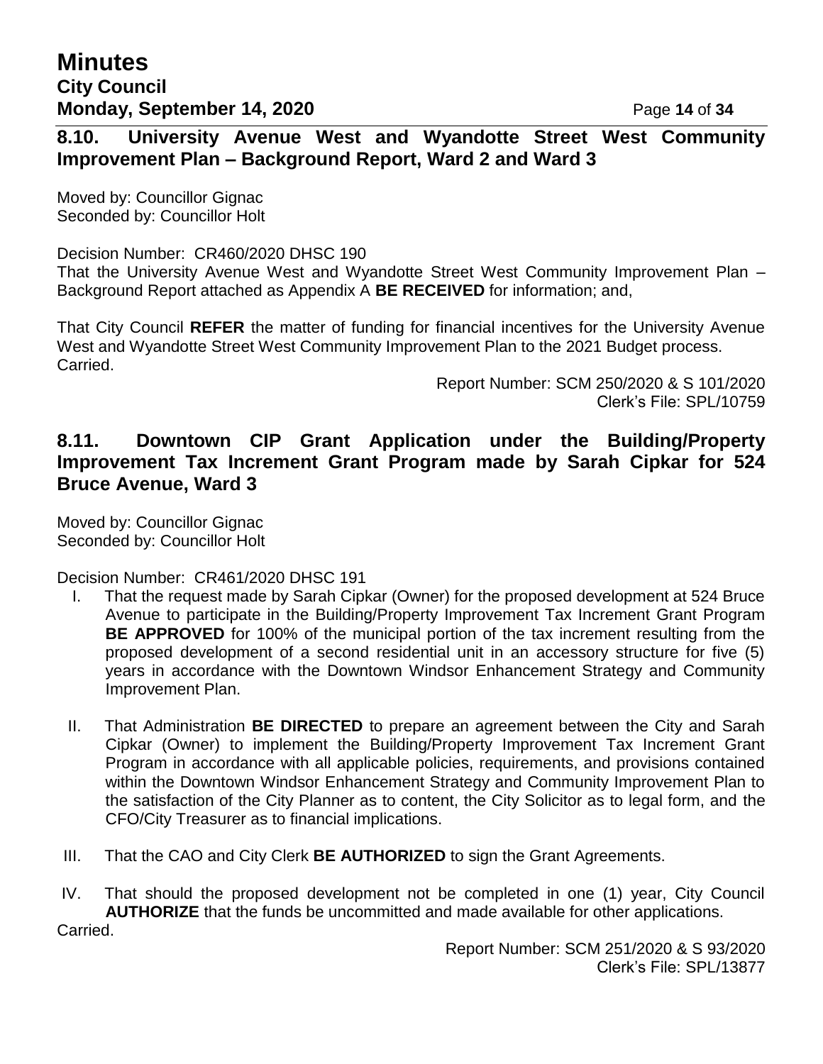## 8.10. University Avenue West and Wyandotte Street West Community Improvement Plan – Background Report, Ward 2 and Ward 3

Moved by: Councillor Gignac
Seconded by: Councillor Holt

Decision Number: CR460/2020 DHSC 190
That the University Avenue West and Wyandotte Street West Community Improvement Plan – Background Report attached as Appendix A **BE RECEIVED** for information; and,

That City Council **REFER** the matter of funding for financial incentives for the University Avenue West and Wyandotte Street West Community Improvement Plan to the 2021 Budget process.
Carried.

Report Number: SCM 250/2020 & S 101/2020
Clerk's File: SPL/10759

## 8.11. Downtown CIP Grant Application under the Building/Property Improvement Tax Increment Grant Program made by Sarah Cipkar for 524 Bruce Avenue, Ward 3

Moved by: Councillor Gignac
Seconded by: Councillor Holt

Decision Number: CR461/2020 DHSC 191

I. That the request made by Sarah Cipkar (Owner) for the proposed development at 524 Bruce Avenue to participate in the Building/Property Improvement Tax Increment Grant Program **BE APPROVED** for 100% of the municipal portion of the tax increment resulting from the proposed development of a second residential unit in an accessory structure for five (5) years in accordance with the Downtown Windsor Enhancement Strategy and Community Improvement Plan.

II. That Administration **BE DIRECTED** to prepare an agreement between the City and Sarah Cipkar (Owner) to implement the Building/Property Improvement Tax Increment Grant Program in accordance with all applicable policies, requirements, and provisions contained within the Downtown Windsor Enhancement Strategy and Community Improvement Plan to the satisfaction of the City Planner as to content, the City Solicitor as to legal form, and the CFO/City Treasurer as to financial implications.

III. That the CAO and City Clerk **BE AUTHORIZED** to sign the Grant Agreements.

IV. That should the proposed development not be completed in one (1) year, City Council **AUTHORIZE** that the funds be uncommitted and made available for other applications.

Carried.

Report Number: SCM 251/2020 & S 93/2020
Clerk's File: SPL/13877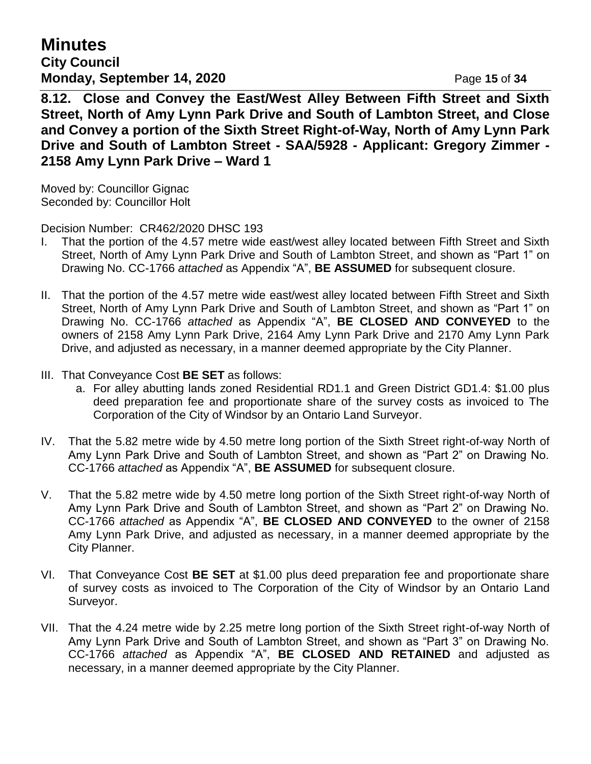### 8.12. Close and Convey the East/West Alley Between Fifth Street and Sixth Street, North of Amy Lynn Park Drive and South of Lambton Street, and Close and Convey a portion of the Sixth Street Right-of-Way, North of Amy Lynn Park Drive and South of Lambton Street - SAA/5928 - Applicant: Gregory Zimmer - 2158 Amy Lynn Park Drive – Ward 1

Moved by: Councillor Gignac
Seconded by: Councillor Holt

Decision Number: CR462/2020 DHSC 193

I. That the portion of the 4.57 metre wide east/west alley located between Fifth Street and Sixth Street, North of Amy Lynn Park Drive and South of Lambton Street, and shown as "Part 1" on Drawing No. CC-1766 *attached* as Appendix "A", **BE ASSUMED** for subsequent closure.

II. That the portion of the 4.57 metre wide east/west alley located between Fifth Street and Sixth Street, North of Amy Lynn Park Drive and South of Lambton Street, and shown as "Part 1" on Drawing No. CC-1766 *attached* as Appendix "A", **BE CLOSED AND CONVEYED** to the owners of 2158 Amy Lynn Park Drive, 2164 Amy Lynn Park Drive and 2170 Amy Lynn Park Drive, and adjusted as necessary, in a manner deemed appropriate by the City Planner.

III. That Conveyance Cost **BE SET** as follows:
   a. For alley abutting lands zoned Residential RD1.1 and Green District GD1.4: $1.00 plus deed preparation fee and proportionate share of the survey costs as invoiced to The Corporation of the City of Windsor by an Ontario Land Surveyor.

IV. That the 5.82 metre wide by 4.50 metre long portion of the Sixth Street right-of-way North of Amy Lynn Park Drive and South of Lambton Street, and shown as "Part 2" on Drawing No. CC-1766 *attached* as Appendix "A", **BE ASSUMED** for subsequent closure.

V. That the 5.82 metre wide by 4.50 metre long portion of the Sixth Street right-of-way North of Amy Lynn Park Drive and South of Lambton Street, and shown as "Part 2" on Drawing No. CC-1766 *attached* as Appendix "A", **BE CLOSED AND CONVEYED** to the owner of 2158 Amy Lynn Park Drive, and adjusted as necessary, in a manner deemed appropriate by the City Planner.

VI. That Conveyance Cost **BE SET** at $1.00 plus deed preparation fee and proportionate share of survey costs as invoiced to The Corporation of the City of Windsor by an Ontario Land Surveyor.

VII. That the 4.24 metre wide by 2.25 metre long portion of the Sixth Street right-of-way North of Amy Lynn Park Drive and South of Lambton Street, and shown as "Part 3" on Drawing No. CC-1766 *attached* as Appendix "A", **BE CLOSED AND RETAINED** and adjusted as necessary, in a manner deemed appropriate by the City Planner.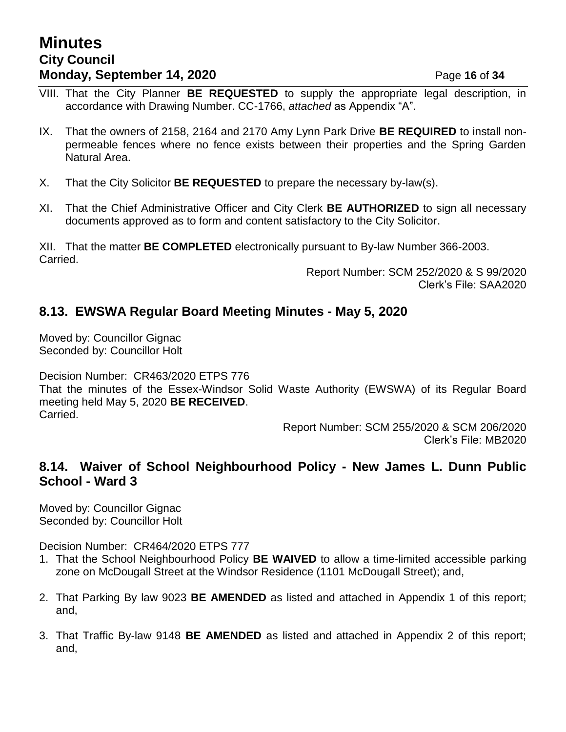VIII. That the City Planner **BE REQUESTED** to supply the appropriate legal description, in accordance with Drawing Number. CC-1766, *attached* as Appendix “A”.

IX. That the owners of 2158, 2164 and 2170 Amy Lynn Park Drive **BE REQUIRED** to install non-permeable fences where no fence exists between their properties and the Spring Garden Natural Area.

X. That the City Solicitor **BE REQUESTED** to prepare the necessary by-law(s).

XI. That the Chief Administrative Officer and City Clerk **BE AUTHORIZED** to sign all necessary documents approved as to form and content satisfactory to the City Solicitor.

XII. That the matter **BE COMPLETED** electronically pursuant to By-law Number 366-2003.
Carried.

Report Number: SCM 252/2020 & S 99/2020
Clerk’s File: SAA2020

## 8.13. EWSWA Regular Board Meeting Minutes - May 5, 2020

Moved by: Councillor Gignac
Seconded by: Councillor Holt

Decision Number: CR463/2020 ETPS 776
That the minutes of the Essex-Windsor Solid Waste Authority (EWSWA) of its Regular Board meeting held May 5, 2020 **BE RECEIVED**.
Carried.

Report Number: SCM 255/2020 & SCM 206/2020
Clerk’s File: MB2020

## 8.14. Waiver of School Neighbourhood Policy - New James L. Dunn Public School - Ward 3

Moved by: Councillor Gignac
Seconded by: Councillor Holt

Decision Number: CR464/2020 ETPS 777

1. That the School Neighbourhood Policy **BE WAIVED** to allow a time-limited accessible parking zone on McDougall Street at the Windsor Residence (1101 McDougall Street); and,

2. That Parking By law 9023 **BE AMENDED** as listed and attached in Appendix 1 of this report; and,

3. That Traffic By-law 9148 **BE AMENDED** as listed and attached in Appendix 2 of this report; and,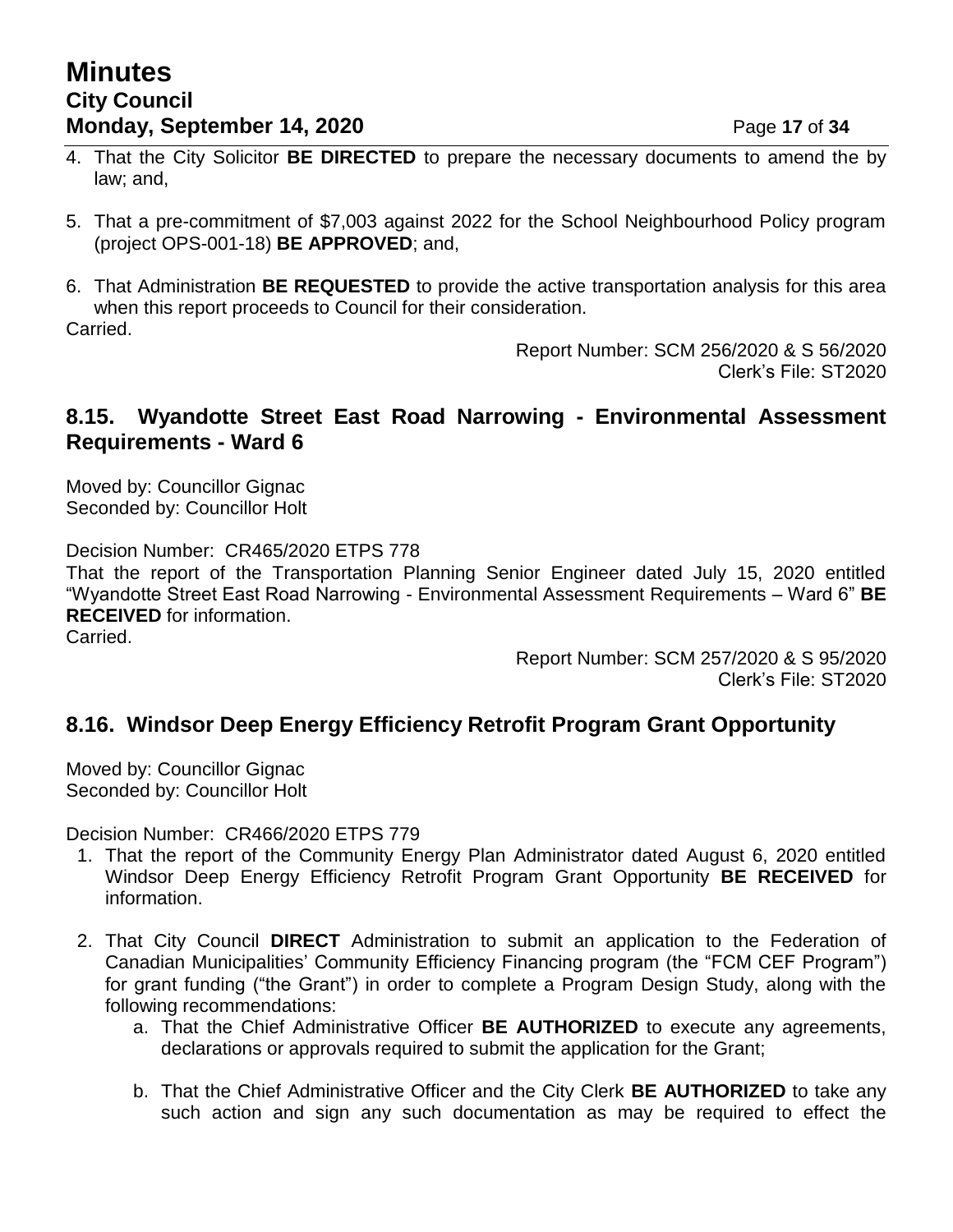4. That the City Solicitor **BE DIRECTED** to prepare the necessary documents to amend the by law; and,

5. That a pre-commitment of $7,003 against 2022 for the School Neighbourhood Policy program (project OPS-001-18) **BE APPROVED**; and,

6. That Administration **BE REQUESTED** to provide the active transportation analysis for this area when this report proceeds to Council for their consideration.

Carried.

Report Number: SCM 256/2020 & S 56/2020
Clerk's File: ST2020

## 8.15. Wyandotte Street East Road Narrowing - Environmental Assessment Requirements - Ward 6

Moved by: Councillor Gignac
Seconded by: Councillor Holt

Decision Number: CR465/2020 ETPS 778
That the report of the Transportation Planning Senior Engineer dated July 15, 2020 entitled "Wyandotte Street East Road Narrowing - Environmental Assessment Requirements – Ward 6" **BE RECEIVED** for information.
Carried.

Report Number: SCM 257/2020 & S 95/2020
Clerk's File: ST2020

## 8.16. Windsor Deep Energy Efficiency Retrofit Program Grant Opportunity

Moved by: Councillor Gignac
Seconded by: Councillor Holt

Decision Number: CR466/2020 ETPS 779

1. That the report of the Community Energy Plan Administrator dated August 6, 2020 entitled Windsor Deep Energy Efficiency Retrofit Program Grant Opportunity **BE RECEIVED** for information.

2. That City Council **DIRECT** Administration to submit an application to the Federation of Canadian Municipalities' Community Efficiency Financing program (the "FCM CEF Program") for grant funding ("the Grant") in order to complete a Program Design Study, along with the following recommendations:
    a. That the Chief Administrative Officer **BE AUTHORIZED** to execute any agreements, declarations or approvals required to submit the application for the Grant;

    b. That the Chief Administrative Officer and the City Clerk **BE AUTHORIZED** to take any such action and sign any such documentation as may be required to effect the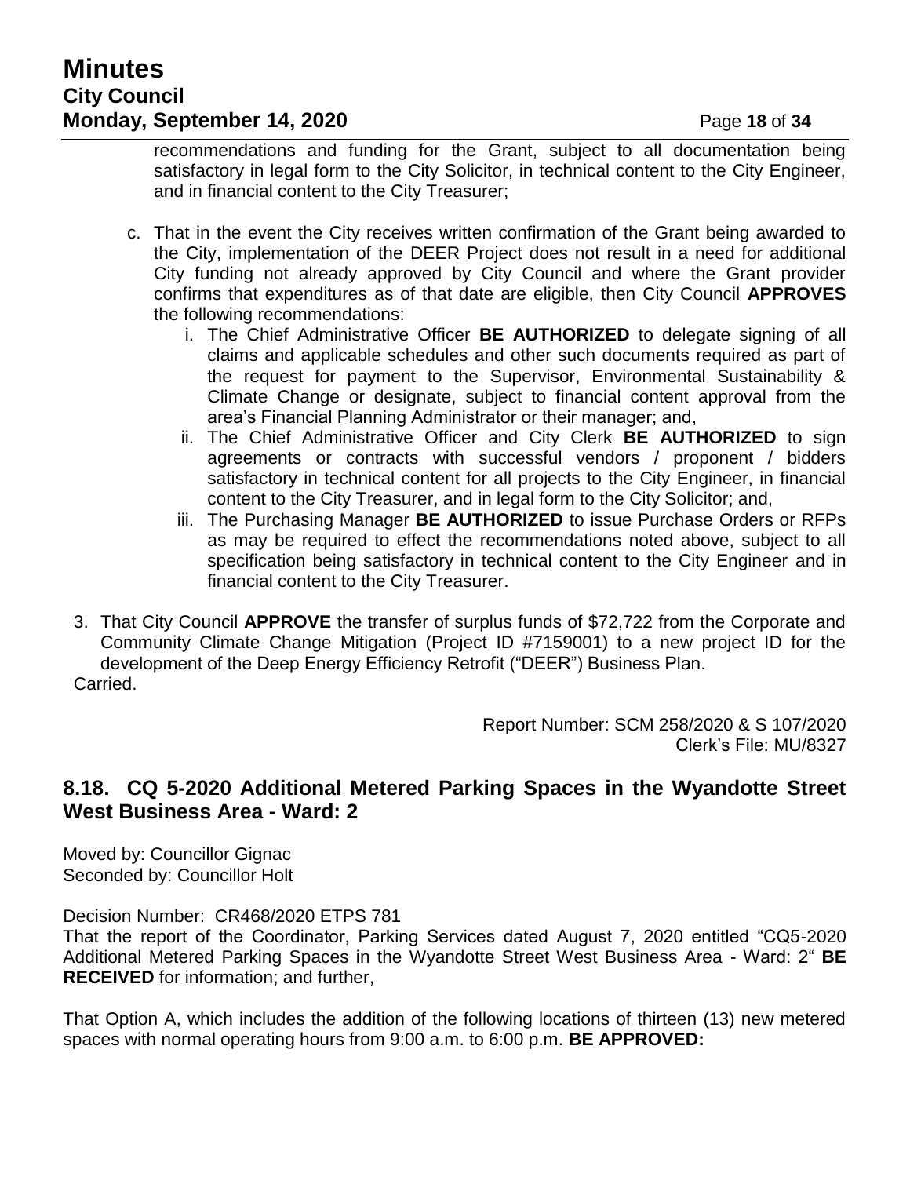recommendations and funding for the Grant, subject to all documentation being satisfactory in legal form to the City Solicitor, in technical content to the City Engineer, and in financial content to the City Treasurer;

   c. That in the event the City receives written confirmation of the Grant being awarded to the City, implementation of the DEER Project does not result in a need for additional City funding not already approved by City Council and where the Grant provider confirms that expenditures as of that date are eligible, then City Council **APPROVES** the following recommendations:
      i. The Chief Administrative Officer **BE AUTHORIZED** to delegate signing of all claims and applicable schedules and other such documents required as part of the request for payment to the Supervisor, Environmental Sustainability & Climate Change or designate, subject to financial content approval from the area's Financial Planning Administrator or their manager; and,
      ii. The Chief Administrative Officer and City Clerk **BE AUTHORIZED** to sign agreements or contracts with successful vendors / proponent / bidders satisfactory in technical content for all projects to the City Engineer, in financial content to the City Treasurer, and in legal form to the City Solicitor; and,
      iii. The Purchasing Manager **BE AUTHORIZED** to issue Purchase Orders or RFPs as may be required to effect the recommendations noted above, subject to all specification being satisfactory in technical content to the City Engineer and in financial content to the City Treasurer.

3. That City Council **APPROVE** the transfer of surplus funds of $72,722 from the Corporate and Community Climate Change Mitigation (Project ID #7159001) to a new project ID for the development of the Deep Energy Efficiency Retrofit ("DEER") Business Plan.

Carried.

Report Number: SCM 258/2020 & S 107/2020
Clerk's File: MU/8327

## 8.18. CQ 5-2020 Additional Metered Parking Spaces in the Wyandotte Street West Business Area - Ward: 2

Moved by: Councillor Gignac
Seconded by: Councillor Holt

Decision Number: CR468/2020 ETPS 781
That the report of the Coordinator, Parking Services dated August 7, 2020 entitled "CQ5-2020 Additional Metered Parking Spaces in the Wyandotte Street West Business Area - Ward: 2" **BE RECEIVED** for information; and further,

That Option A, which includes the addition of the following locations of thirteen (13) new metered spaces with normal operating hours from 9:00 a.m. to 6:00 p.m. **BE APPROVED:**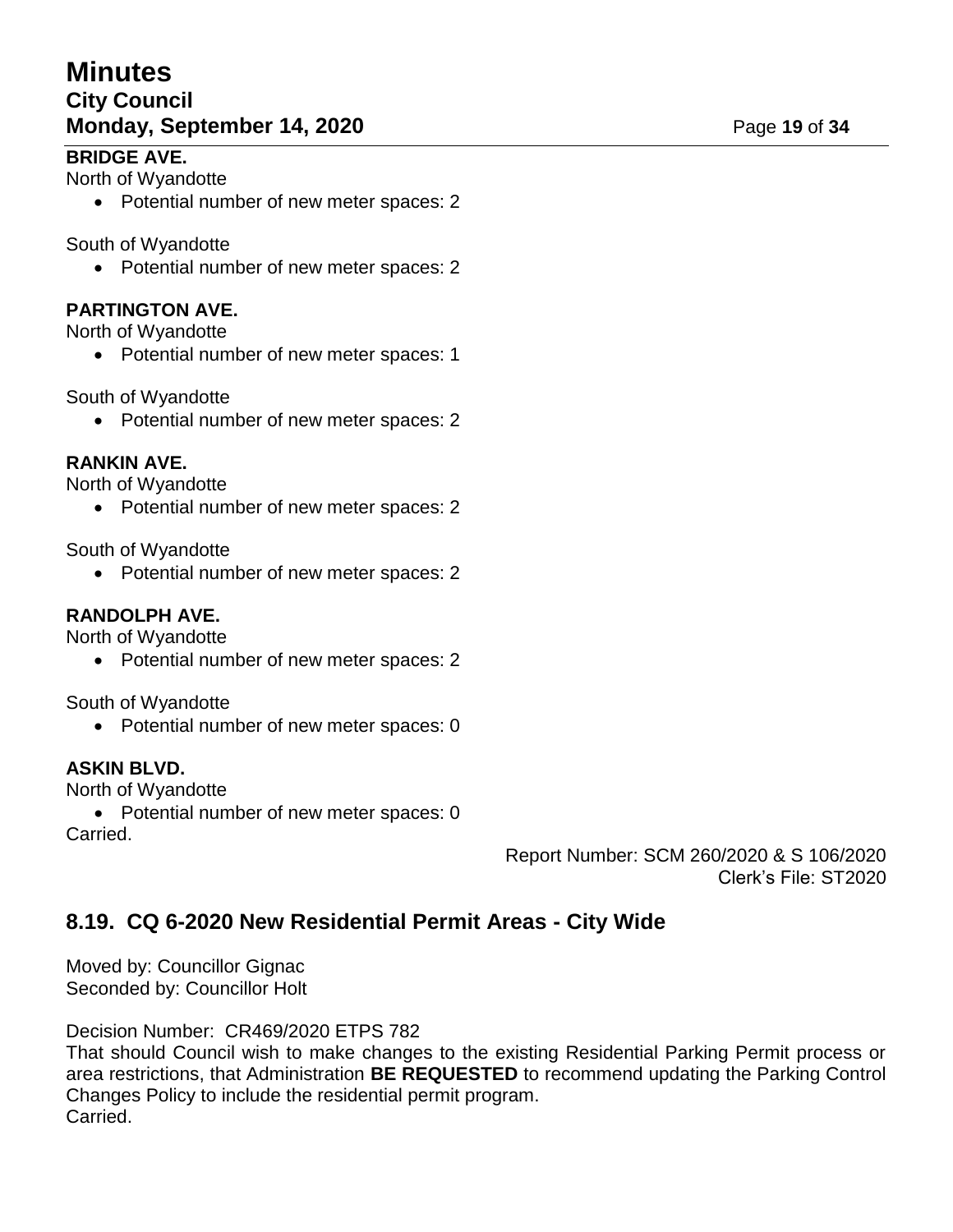**BRIDGE AVE.**

North of Wyandotte

- Potential number of new meter spaces: 2

South of Wyandotte

- Potential number of new meter spaces: 2

**PARTINGTON AVE.**

North of Wyandotte

- Potential number of new meter spaces: 1

South of Wyandotte

- Potential number of new meter spaces: 2

**RANKIN AVE.**

North of Wyandotte

- Potential number of new meter spaces: 2

South of Wyandotte

- Potential number of new meter spaces: 2

**RANDOLPH AVE.**

North of Wyandotte

- Potential number of new meter spaces: 2

South of Wyandotte

- Potential number of new meter spaces: 0

**ASKIN BLVD.**

North of Wyandotte

- Potential number of new meter spaces: 0

Carried.

Report Number: SCM 260/2020 & S 106/2020
Clerk's File: ST2020

## 8.19. CQ 6-2020 New Residential Permit Areas - City Wide

Moved by: Councillor Gignac
Seconded by: Councillor Holt

Decision Number: CR469/2020 ETPS 782
That should Council wish to make changes to the existing Residential Parking Permit process or area restrictions, that Administration **BE REQUESTED** to recommend updating the Parking Control Changes Policy to include the residential permit program.
Carried.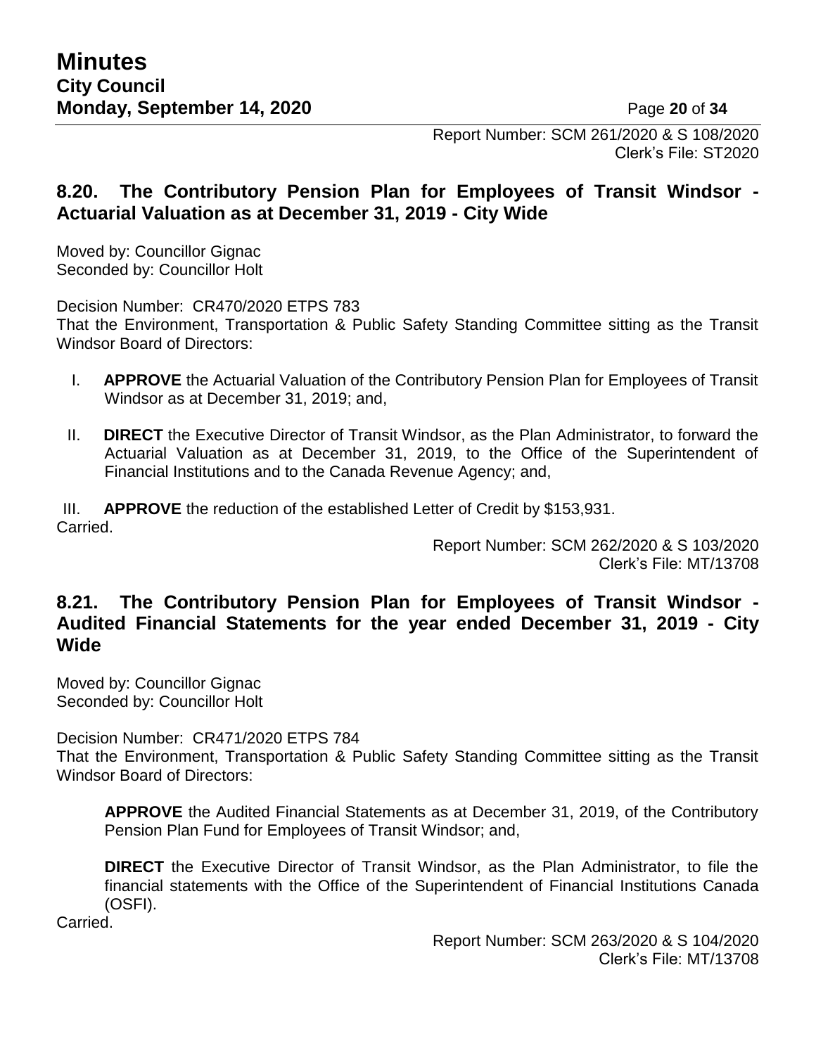Report Number: SCM 261/2020 & S 108/2020
Clerk's File: ST2020

### 8.20. The Contributory Pension Plan for Employees of Transit Windsor - Actuarial Valuation as at December 31, 2019 - City Wide

Moved by: Councillor Gignac
Seconded by: Councillor Holt

Decision Number: CR470/2020 ETPS 783
That the Environment, Transportation & Public Safety Standing Committee sitting as the Transit Windsor Board of Directors:

I. **APPROVE** the Actuarial Valuation of the Contributory Pension Plan for Employees of Transit Windsor as at December 31, 2019; and,

II. **DIRECT** the Executive Director of Transit Windsor, as the Plan Administrator, to forward the Actuarial Valuation as at December 31, 2019, to the Office of the Superintendent of Financial Institutions and to the Canada Revenue Agency; and,

III. **APPROVE** the reduction of the established Letter of Credit by $153,931.

Carried.

Report Number: SCM 262/2020 & S 103/2020
Clerk's File: MT/13708

### 8.21. The Contributory Pension Plan for Employees of Transit Windsor - Audited Financial Statements for the year ended December 31, 2019 - City Wide

Moved by: Councillor Gignac
Seconded by: Councillor Holt

Decision Number: CR471/2020 ETPS 784
That the Environment, Transportation & Public Safety Standing Committee sitting as the Transit Windsor Board of Directors:

**APPROVE** the Audited Financial Statements as at December 31, 2019, of the Contributory Pension Plan Fund for Employees of Transit Windsor; and,

**DIRECT** the Executive Director of Transit Windsor, as the Plan Administrator, to file the financial statements with the Office of the Superintendent of Financial Institutions Canada (OSFI).

Carried.

Report Number: SCM 263/2020 & S 104/2020
Clerk's File: MT/13708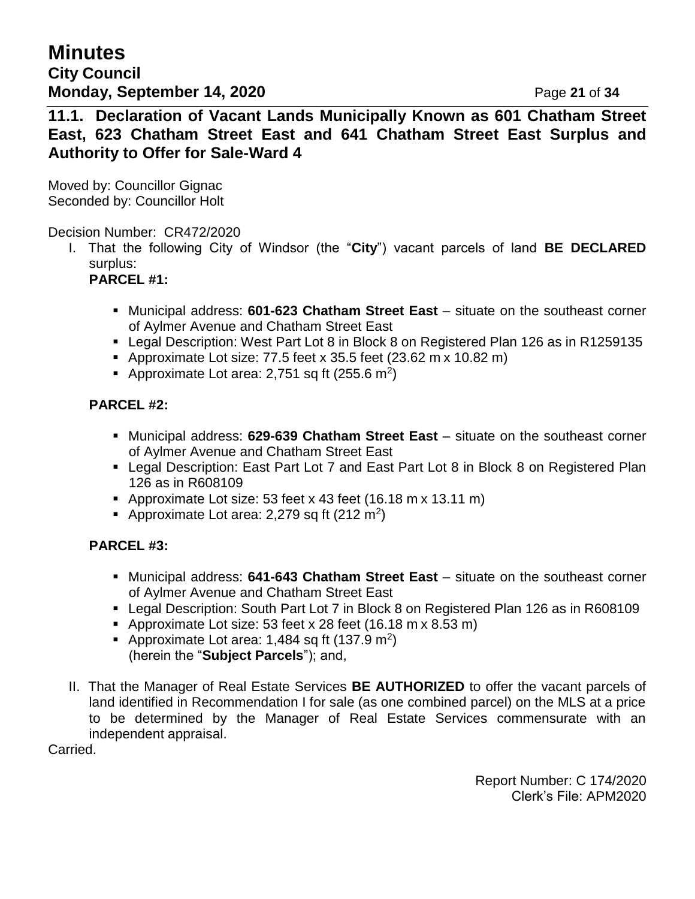## 11.1. Declaration of Vacant Lands Municipally Known as 601 Chatham Street East, 623 Chatham Street East and 641 Chatham Street East Surplus and Authority to Offer for Sale-Ward 4

Moved by: Councillor Gignac
Seconded by: Councillor Holt

Decision Number: CR472/2020

I. That the following City of Windsor (the "**City**") vacant parcels of land **BE DECLARED** surplus:

**PARCEL #1:**

- Municipal address: **601-623 Chatham Street East** – situate on the southeast corner of Aylmer Avenue and Chatham Street East
- Legal Description: West Part Lot 8 in Block 8 on Registered Plan 126 as in R1259135
- Approximate Lot size: 77.5 feet x 35.5 feet (23.62 m x 10.82 m)
- Approximate Lot area: 2,751 sq ft (255.6 $m^2$)

**PARCEL #2:**

- Municipal address: **629-639 Chatham Street East** – situate on the southeast corner of Aylmer Avenue and Chatham Street East
- Legal Description: East Part Lot 7 and East Part Lot 8 in Block 8 on Registered Plan 126 as in R608109
- Approximate Lot size: 53 feet x 43 feet (16.18 m x 13.11 m)
- Approximate Lot area: 2,279 sq ft (212 $m^2$)

**PARCEL #3:**

- Municipal address: **641-643 Chatham Street East** – situate on the southeast corner of Aylmer Avenue and Chatham Street East
- Legal Description: South Part Lot 7 in Block 8 on Registered Plan 126 as in R608109
- Approximate Lot size: 53 feet x 28 feet (16.18 m x 8.53 m)
- Approximate Lot area: 1,484 sq ft (137.9 $m^2$)
  (herein the "**Subject Parcels**"); and,

II. That the Manager of Real Estate Services **BE AUTHORIZED** to offer the vacant parcels of land identified in Recommendation I for sale (as one combined parcel) on the MLS at a price to be determined by the Manager of Real Estate Services commensurate with an independent appraisal.

Carried.

Report Number: C 174/2020
Clerk's File: APM2020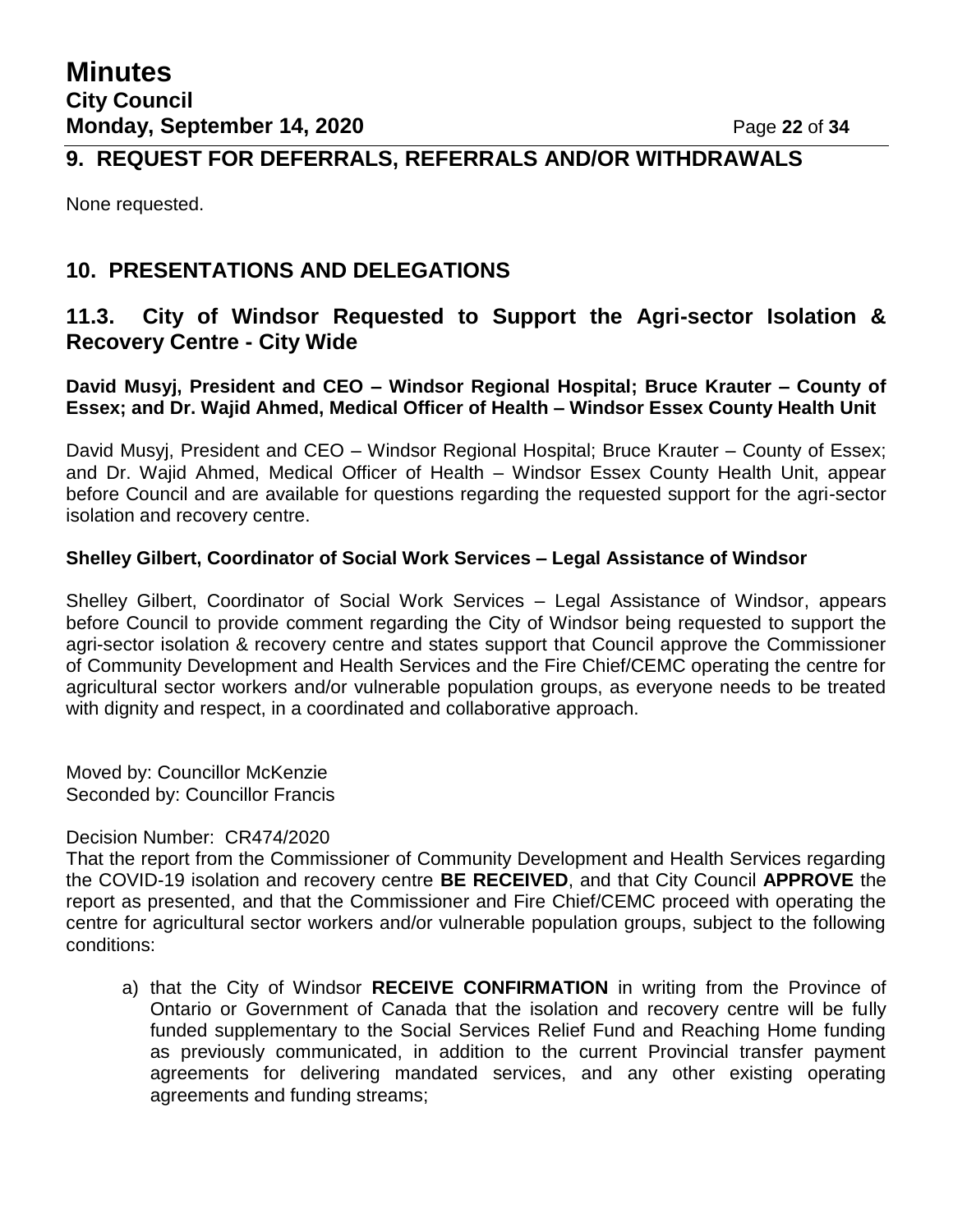## 9. REQUEST FOR DEFERRALS, REFERRALS AND/OR WITHDRAWALS

None requested.

## 10. PRESENTATIONS AND DELEGATIONS

## 11.3. City of Windsor Requested to Support the Agri-sector Isolation & Recovery Centre - City Wide

**David Musyj, President and CEO – Windsor Regional Hospital; Bruce Krauter – County of Essex; and Dr. Wajid Ahmed, Medical Officer of Health – Windsor Essex County Health Unit**

David Musyj, President and CEO – Windsor Regional Hospital; Bruce Krauter – County of Essex; and Dr. Wajid Ahmed, Medical Officer of Health – Windsor Essex County Health Unit, appear before Council and are available for questions regarding the requested support for the agri-sector isolation and recovery centre.

**Shelley Gilbert, Coordinator of Social Work Services – Legal Assistance of Windsor**

Shelley Gilbert, Coordinator of Social Work Services – Legal Assistance of Windsor, appears before Council to provide comment regarding the City of Windsor being requested to support the agri-sector isolation & recovery centre and states support that Council approve the Commissioner of Community Development and Health Services and the Fire Chief/CEMC operating the centre for agricultural sector workers and/or vulnerable population groups, as everyone needs to be treated with dignity and respect, in a coordinated and collaborative approach.

Moved by: Councillor McKenzie
Seconded by: Councillor Francis

Decision Number: CR474/2020
That the report from the Commissioner of Community Development and Health Services regarding the COVID-19 isolation and recovery centre **BE RECEIVED**, and that City Council **APPROVE** the report as presented, and that the Commissioner and Fire Chief/CEMC proceed with operating the centre for agricultural sector workers and/or vulnerable population groups, subject to the following conditions:

a) that the City of Windsor **RECEIVE CONFIRMATION** in writing from the Province of Ontario or Government of Canada that the isolation and recovery centre will be fully funded supplementary to the Social Services Relief Fund and Reaching Home funding as previously communicated, in addition to the current Provincial transfer payment agreements for delivering mandated services, and any other existing operating agreements and funding streams;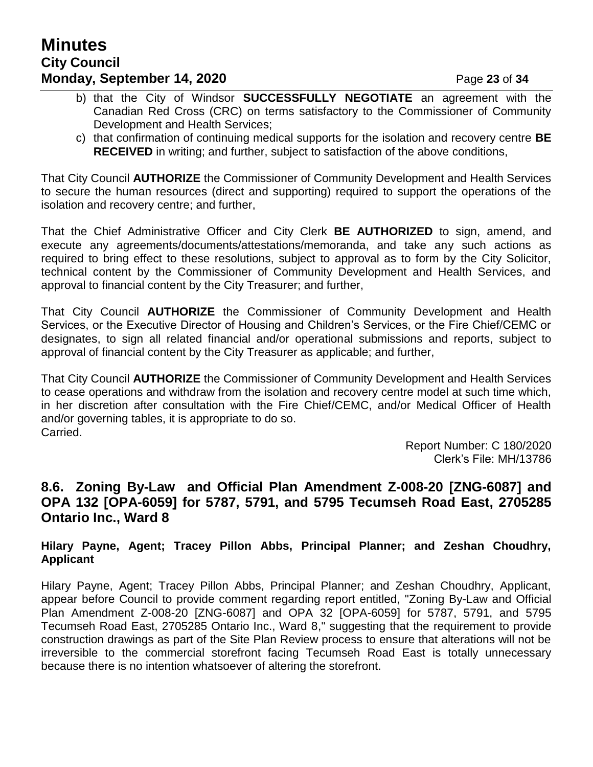b) that the City of Windsor **SUCCESSFULLY NEGOTIATE** an agreement with the Canadian Red Cross (CRC) on terms satisfactory to the Commissioner of Community Development and Health Services;

c) that confirmation of continuing medical supports for the isolation and recovery centre **BE RECEIVED** in writing; and further, subject to satisfaction of the above conditions,

That City Council **AUTHORIZE** the Commissioner of Community Development and Health Services to secure the human resources (direct and supporting) required to support the operations of the isolation and recovery centre; and further,

That the Chief Administrative Officer and City Clerk **BE AUTHORIZED** to sign, amend, and execute any agreements/documents/attestations/memoranda, and take any such actions as required to bring effect to these resolutions, subject to approval as to form by the City Solicitor, technical content by the Commissioner of Community Development and Health Services, and approval to financial content by the City Treasurer; and further,

That City Council **AUTHORIZE** the Commissioner of Community Development and Health Services, or the Executive Director of Housing and Children's Services, or the Fire Chief/CEMC or designates, to sign all related financial and/or operational submissions and reports, subject to approval of financial content by the City Treasurer as applicable; and further,

That City Council **AUTHORIZE** the Commissioner of Community Development and Health Services to cease operations and withdraw from the isolation and recovery centre model at such time which, in her discretion after consultation with the Fire Chief/CEMC, and/or Medical Officer of Health and/or governing tables, it is appropriate to do so.
Carried.

Report Number: C 180/2020
Clerk's File: MH/13786

## 8.6. Zoning By-Law and Official Plan Amendment Z-008-20 [ZNG-6087] and OPA 132 [OPA-6059] for 5787, 5791, and 5795 Tecumseh Road East, 2705285 Ontario Inc., Ward 8

**Hilary Payne, Agent; Tracey Pillon Abbs, Principal Planner; and Zeshan Choudhry, Applicant**

Hilary Payne, Agent; Tracey Pillon Abbs, Principal Planner; and Zeshan Choudhry, Applicant, appear before Council to provide comment regarding report entitled, "Zoning By-Law and Official Plan Amendment Z-008-20 [ZNG-6087] and OPA 32 [OPA-6059] for 5787, 5791, and 5795 Tecumseh Road East, 2705285 Ontario Inc., Ward 8," suggesting that the requirement to provide construction drawings as part of the Site Plan Review process to ensure that alterations will not be irreversible to the commercial storefront facing Tecumseh Road East is totally unnecessary because there is no intention whatsoever of altering the storefront.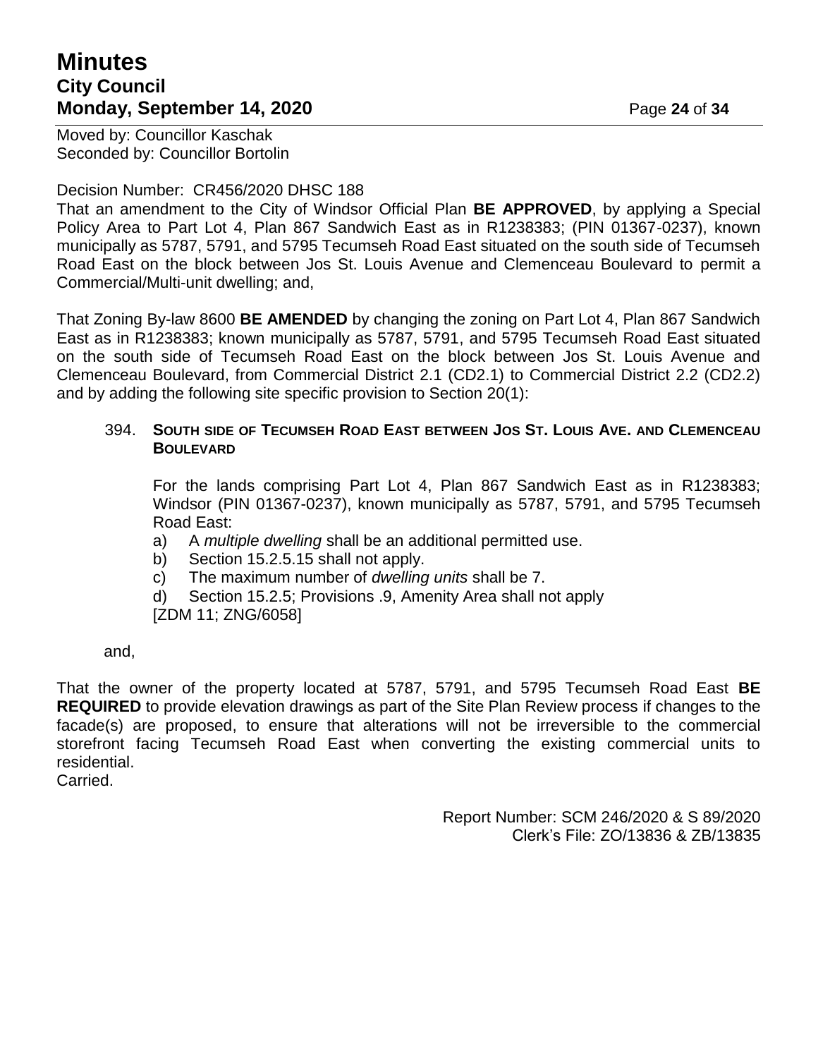Moved by: Councillor Kaschak
Seconded by: Councillor Bortolin

Decision Number: CR456/2020 DHSC 188

That an amendment to the City of Windsor Official Plan **BE APPROVED**, by applying a Special Policy Area to Part Lot 4, Plan 867 Sandwich East as in R1238383; (PIN 01367-0237), known municipally as 5787, 5791, and 5795 Tecumseh Road East situated on the south side of Tecumseh Road East on the block between Jos St. Louis Avenue and Clemenceau Boulevard to permit a Commercial/Multi-unit dwelling; and,

That Zoning By-law 8600 **BE AMENDED** by changing the zoning on Part Lot 4, Plan 867 Sandwich East as in R1238383; known municipally as 5787, 5791, and 5795 Tecumseh Road East situated on the south side of Tecumseh Road East on the block between Jos St. Louis Avenue and Clemenceau Boulevard, from Commercial District 2.1 (CD2.1) to Commercial District 2.2 (CD2.2) and by adding the following site specific provision to Section 20(1):

> 394. **SOUTH SIDE OF TECUMSEH ROAD EAST BETWEEN JOS ST. LOUIS AVE. AND CLEMENCEAU BOULEVARD**
>
> For the lands comprising Part Lot 4, Plan 867 Sandwich East as in R1238383; Windsor (PIN 01367-0237), known municipally as 5787, 5791, and 5795 Tecumseh Road East:
>
> a) A *multiple dwelling* shall be an additional permitted use.
> b) Section 15.2.5.15 shall not apply.
> c) The maximum number of *dwelling units* shall be 7.
> d) Section 15.2.5; Provisions .9, Amenity Area shall not apply
> [ZDM 11; ZNG/6058]
>
> and,

That the owner of the property located at 5787, 5791, and 5795 Tecumseh Road East **BE REQUIRED** to provide elevation drawings as part of the Site Plan Review process if changes to the facade(s) are proposed, to ensure that alterations will not be irreversible to the commercial storefront facing Tecumseh Road East when converting the existing commercial units to residential.
Carried.

Report Number: SCM 246/2020 & S 89/2020
Clerk's File: ZO/13836 & ZB/13835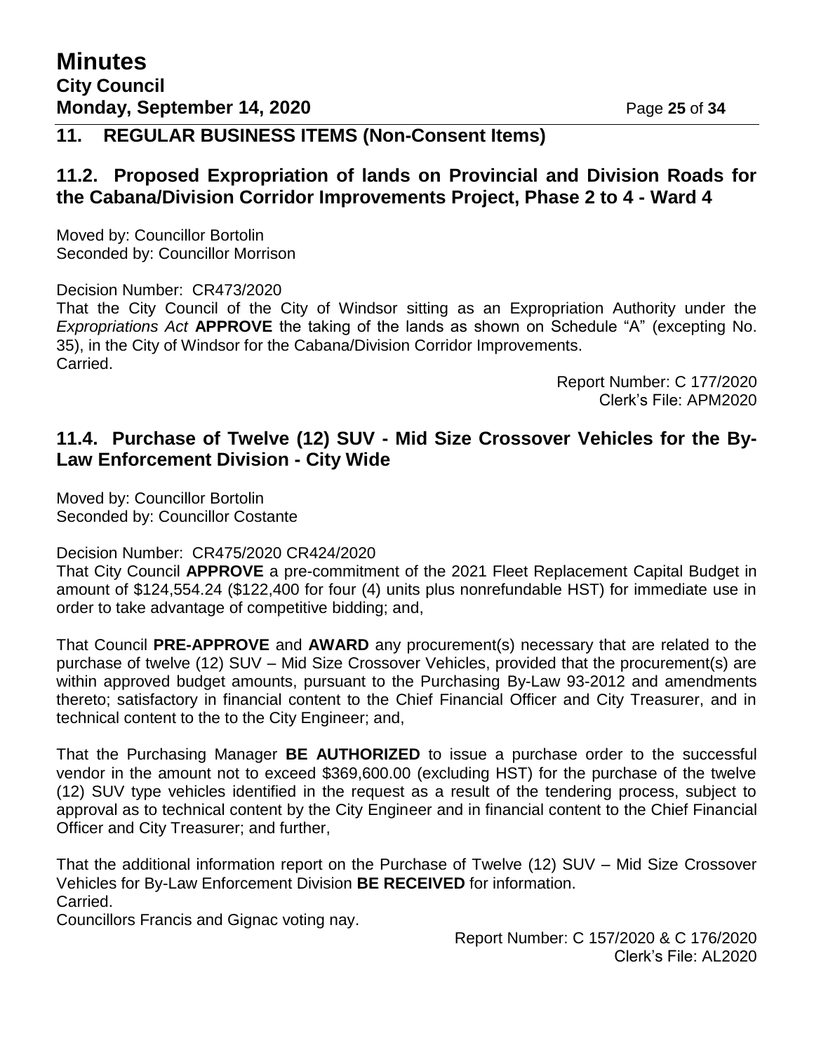## 11. REGULAR BUSINESS ITEMS (Non-Consent Items)

### 11.2. Proposed Expropriation of lands on Provincial and Division Roads for the Cabana/Division Corridor Improvements Project, Phase 2 to 4 - Ward 4

Moved by: Councillor Bortolin
Seconded by: Councillor Morrison

Decision Number: CR473/2020
That the City Council of the City of Windsor sitting as an Expropriation Authority under the *Expropriations Act* **APPROVE** the taking of the lands as shown on Schedule "A" (excepting No. 35), in the City of Windsor for the Cabana/Division Corridor Improvements.
Carried.

Report Number: C 177/2020
Clerk's File: APM2020

### 11.4. Purchase of Twelve (12) SUV - Mid Size Crossover Vehicles for the By-Law Enforcement Division - City Wide

Moved by: Councillor Bortolin
Seconded by: Councillor Costante

Decision Number: CR475/2020 CR424/2020
That City Council **APPROVE** a pre-commitment of the 2021 Fleet Replacement Capital Budget in amount of $124,554.24 ($122,400 for four (4) units plus nonrefundable HST) for immediate use in order to take advantage of competitive bidding; and,

That Council **PRE-APPROVE** and **AWARD** any procurement(s) necessary that are related to the purchase of twelve (12) SUV – Mid Size Crossover Vehicles, provided that the procurement(s) are within approved budget amounts, pursuant to the Purchasing By-Law 93-2012 and amendments thereto; satisfactory in financial content to the Chief Financial Officer and City Treasurer, and in technical content to the to the City Engineer; and,

That the Purchasing Manager **BE AUTHORIZED** to issue a purchase order to the successful vendor in the amount not to exceed $369,600.00 (excluding HST) for the purchase of the twelve (12) SUV type vehicles identified in the request as a result of the tendering process, subject to approval as to technical content by the City Engineer and in financial content to the Chief Financial Officer and City Treasurer; and further,

That the additional information report on the Purchase of Twelve (12) SUV – Mid Size Crossover Vehicles for By-Law Enforcement Division **BE RECEIVED** for information.
Carried.
Councillors Francis and Gignac voting nay.

Report Number: C 157/2020 & C 176/2020
Clerk's File: AL2020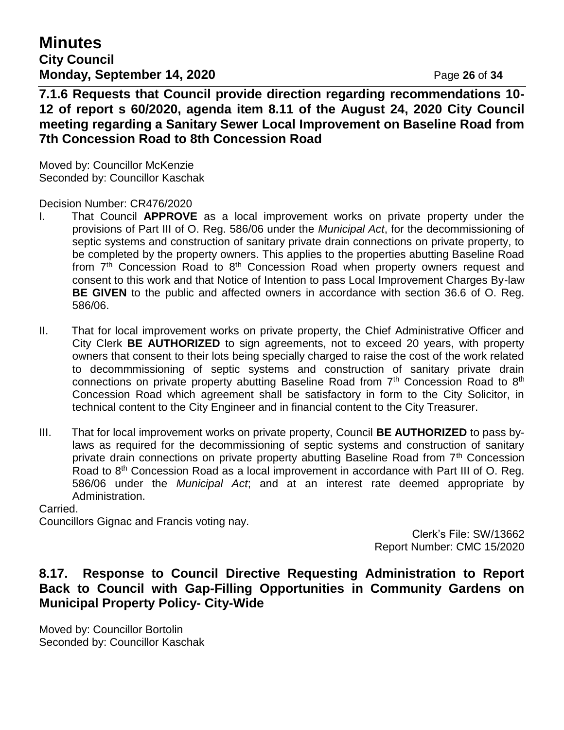### 7.1.6 Requests that Council provide direction regarding recommendations 10-12 of report s 60/2020, agenda item 8.11 of the August 24, 2020 City Council meeting regarding a Sanitary Sewer Local Improvement on Baseline Road from 7th Concession Road to 8th Concession Road

Moved by: Councillor McKenzie
Seconded by: Councillor Kaschak

Decision Number: CR476/2020

I. That Council **APPROVE** as a local improvement works on private property under the provisions of Part III of O. Reg. 586/06 under the *Municipal Act*, for the decommissioning of septic systems and construction of sanitary private drain connections on private property, to be completed by the property owners. This applies to the properties abutting Baseline Road from 7th Concession Road to 8th Concession Road when property owners request and consent to this work and that Notice of Intention to pass Local Improvement Charges By-law **BE GIVEN** to the public and affected owners in accordance with section 36.6 of O. Reg. 586/06.

II. That for local improvement works on private property, the Chief Administrative Officer and City Clerk **BE AUTHORIZED** to sign agreements, not to exceed 20 years, with property owners that consent to their lots being specially charged to raise the cost of the work related to decommmissioning of septic systems and construction of sanitary private drain connections on private property abutting Baseline Road from 7th Concession Road to 8th Concession Road which agreement shall be satisfactory in form to the City Solicitor, in technical content to the City Engineer and in financial content to the City Treasurer.

III. That for local improvement works on private property, Council **BE AUTHORIZED** to pass by-laws as required for the decommissioning of septic systems and construction of sanitary private drain connections on private property abutting Baseline Road from 7th Concession Road to 8th Concession Road as a local improvement in accordance with Part III of O. Reg. 586/06 under the *Municipal Act*; and at an interest rate deemed appropriate by Administration.

Carried.
Councillors Gignac and Francis voting nay.

Clerk's File: SW/13662
Report Number: CMC 15/2020

### 8.17. Response to Council Directive Requesting Administration to Report Back to Council with Gap-Filling Opportunities in Community Gardens on Municipal Property Policy- City-Wide

Moved by: Councillor Bortolin
Seconded by: Councillor Kaschak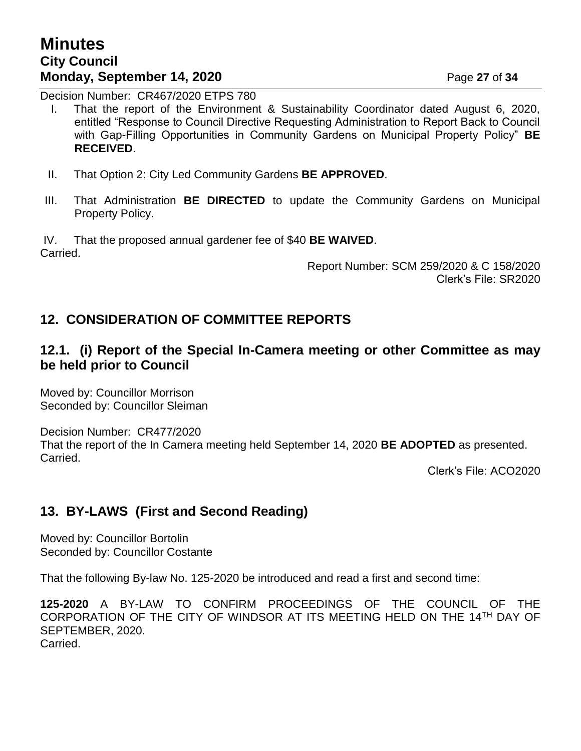Decision Number: CR467/2020 ETPS 780

I. That the report of the Environment & Sustainability Coordinator dated August 6, 2020, entitled "Response to Council Directive Requesting Administration to Report Back to Council with Gap-Filling Opportunities in Community Gardens on Municipal Property Policy" **BE RECEIVED**.

II. That Option 2: City Led Community Gardens **BE APPROVED**.

III. That Administration **BE DIRECTED** to update the Community Gardens on Municipal Property Policy.

IV. That the proposed annual gardener fee of $40 **BE WAIVED**.

Carried.

Report Number: SCM 259/2020 & C 158/2020
Clerk's File: SR2020

## 12. CONSIDERATION OF COMMITTEE REPORTS

### 12.1. (i) Report of the Special In-Camera meeting or other Committee as may be held prior to Council

Moved by: Councillor Morrison
Seconded by: Councillor Sleiman

Decision Number: CR477/2020
That the report of the In Camera meeting held September 14, 2020 **BE ADOPTED** as presented.
Carried.

Clerk's File: ACO2020

## 13. BY-LAWS (First and Second Reading)

Moved by: Councillor Bortolin
Seconded by: Councillor Costante

That the following By-law No. 125-2020 be introduced and read a first and second time:

**125-2020** A BY-LAW TO CONFIRM PROCEEDINGS OF THE COUNCIL OF THE CORPORATION OF THE CITY OF WINDSOR AT ITS MEETING HELD ON THE 14TH DAY OF SEPTEMBER, 2020.
Carried.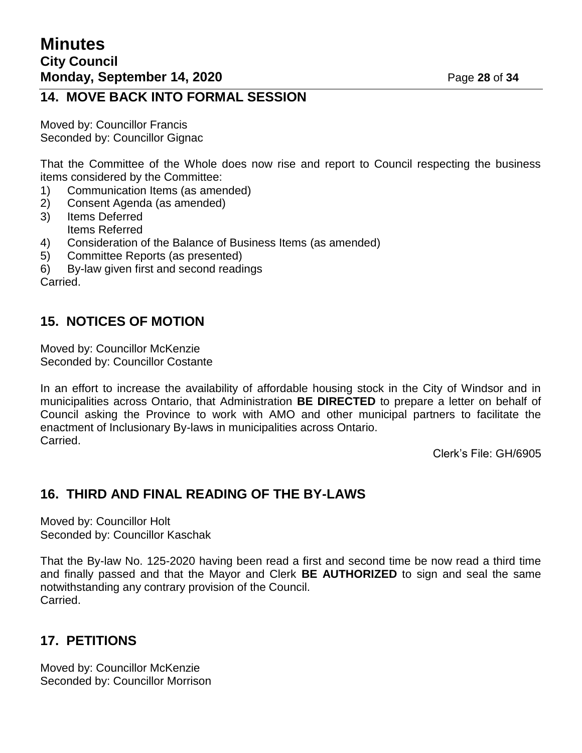## 14. MOVE BACK INTO FORMAL SESSION

Moved by: Councillor Francis
Seconded by: Councillor Gignac

That the Committee of the Whole does now rise and report to Council respecting the business items considered by the Committee:

1) Communication Items (as amended)
2) Consent Agenda (as amended)
3) Items Deferred
   Items Referred
4) Consideration of the Balance of Business Items (as amended)
5) Committee Reports (as presented)
6) By-law given first and second readings

Carried.

## 15. NOTICES OF MOTION

Moved by: Councillor McKenzie
Seconded by: Councillor Costante

In an effort to increase the availability of affordable housing stock in the City of Windsor and in municipalities across Ontario, that Administration **BE DIRECTED** to prepare a letter on behalf of Council asking the Province to work with AMO and other municipal partners to facilitate the enactment of Inclusionary By-laws in municipalities across Ontario.
Carried.

Clerk's File: GH/6905

## 16. THIRD AND FINAL READING OF THE BY-LAWS

Moved by: Councillor Holt
Seconded by: Councillor Kaschak

That the By-law No. 125-2020 having been read a first and second time be now read a third time and finally passed and that the Mayor and Clerk **BE AUTHORIZED** to sign and seal the same notwithstanding any contrary provision of the Council.
Carried.

## 17. PETITIONS

Moved by: Councillor McKenzie
Seconded by: Councillor Morrison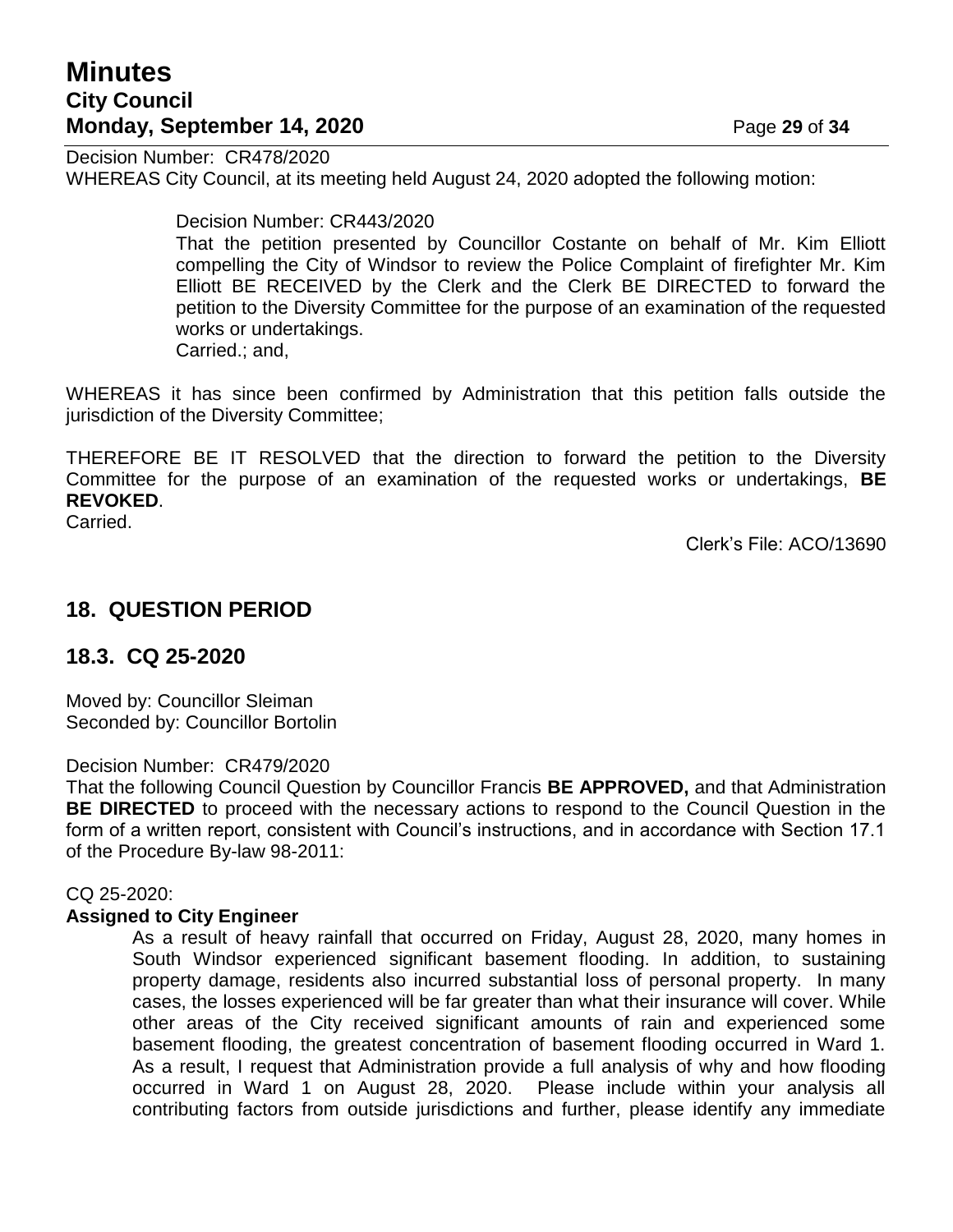Decision Number: CR478/2020
WHEREAS City Council, at its meeting held August 24, 2020 adopted the following motion:

> Decision Number: CR443/2020
> That the petition presented by Councillor Costante on behalf of Mr. Kim Elliott compelling the City of Windsor to review the Police Complaint of firefighter Mr. Kim Elliott BE RECEIVED by the Clerk and the Clerk BE DIRECTED to forward the petition to the Diversity Committee for the purpose of an examination of the requested works or undertakings.
> Carried.; and,

WHEREAS it has since been confirmed by Administration that this petition falls outside the jurisdiction of the Diversity Committee;

THEREFORE BE IT RESOLVED that the direction to forward the petition to the Diversity Committee for the purpose of an examination of the requested works or undertakings, **BE REVOKED**.
Carried.

Clerk's File: ACO/13690

## 18. QUESTION PERIOD

## 18.3. CQ 25-2020

Moved by: Councillor Sleiman
Seconded by: Councillor Bortolin

Decision Number: CR479/2020
That the following Council Question by Councillor Francis **BE APPROVED,** and that Administration **BE DIRECTED** to proceed with the necessary actions to respond to the Council Question in the form of a written report, consistent with Council's instructions, and in accordance with Section 17.1 of the Procedure By-law 98-2011:

CQ 25-2020:
**Assigned to City Engineer**

> As a result of heavy rainfall that occurred on Friday, August 28, 2020, many homes in South Windsor experienced significant basement flooding. In addition, to sustaining property damage, residents also incurred substantial loss of personal property. In many cases, the losses experienced will be far greater than what their insurance will cover. While other areas of the City received significant amounts of rain and experienced some basement flooding, the greatest concentration of basement flooding occurred in Ward 1. As a result, I request that Administration provide a full analysis of why and how flooding occurred in Ward 1 on August 28, 2020. Please include within your analysis all contributing factors from outside jurisdictions and further, please identify any immediate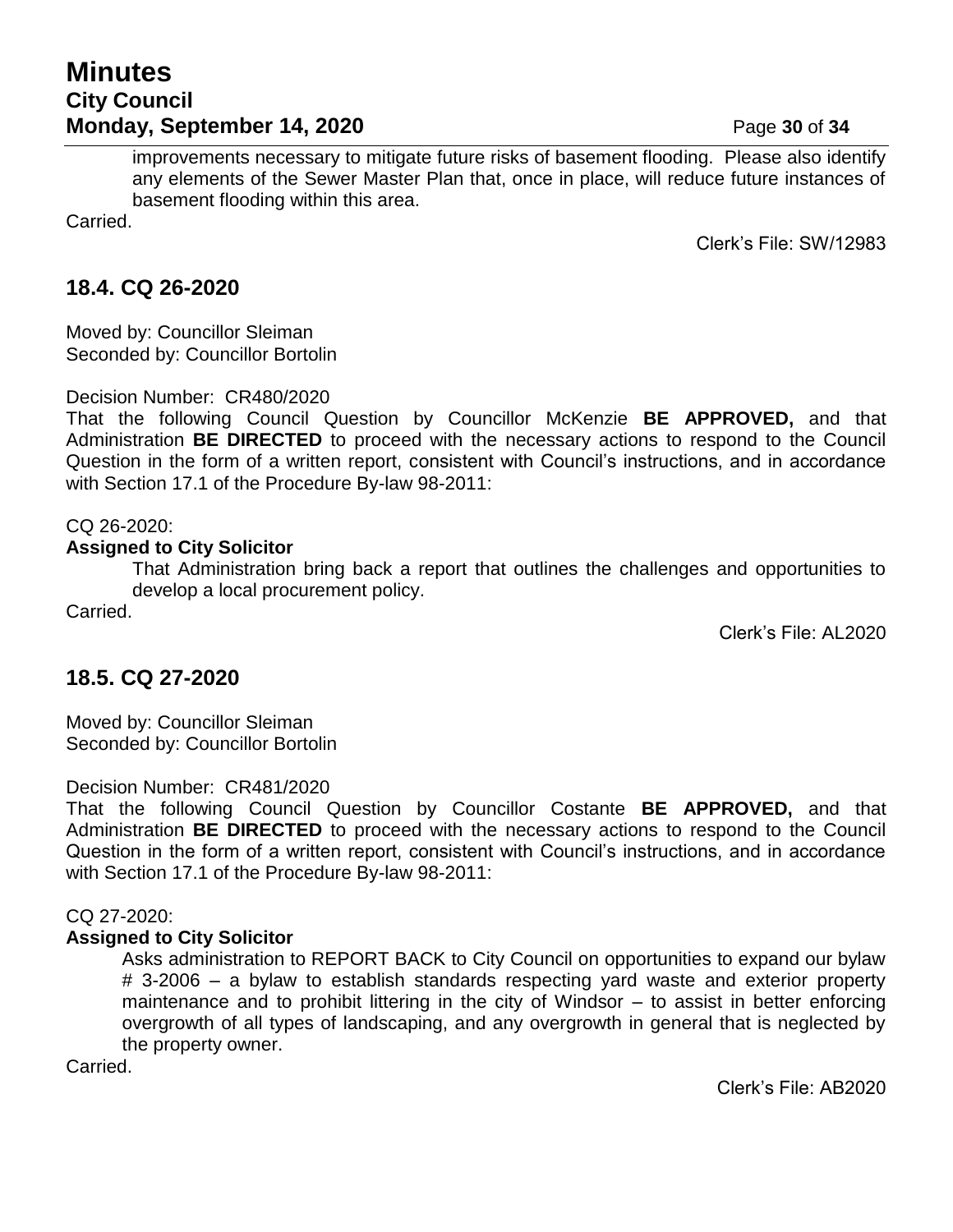improvements necessary to mitigate future risks of basement flooding. Please also identify any elements of the Sewer Master Plan that, once in place, will reduce future instances of basement flooding within this area.

Carried.

Clerk's File: SW/12983

## 18.4. CQ 26-2020

Moved by: Councillor Sleiman
Seconded by: Councillor Bortolin

Decision Number: CR480/2020
That the following Council Question by Councillor McKenzie **BE APPROVED,** and that Administration **BE DIRECTED** to proceed with the necessary actions to respond to the Council Question in the form of a written report, consistent with Council's instructions, and in accordance with Section 17.1 of the Procedure By-law 98-2011:

CQ 26-2020:
**Assigned to City Solicitor**

That Administration bring back a report that outlines the challenges and opportunities to develop a local procurement policy.

Carried.

Clerk's File: AL2020

## 18.5. CQ 27-2020

Moved by: Councillor Sleiman
Seconded by: Councillor Bortolin

Decision Number: CR481/2020
That the following Council Question by Councillor Costante **BE APPROVED,** and that Administration **BE DIRECTED** to proceed with the necessary actions to respond to the Council Question in the form of a written report, consistent with Council's instructions, and in accordance with Section 17.1 of the Procedure By-law 98-2011:

CQ 27-2020:
**Assigned to City Solicitor**

Asks administration to REPORT BACK to City Council on opportunities to expand our bylaw # 3-2006 – a bylaw to establish standards respecting yard waste and exterior property maintenance and to prohibit littering in the city of Windsor – to assist in better enforcing overgrowth of all types of landscaping, and any overgrowth in general that is neglected by the property owner.

Carried.

Clerk's File: AB2020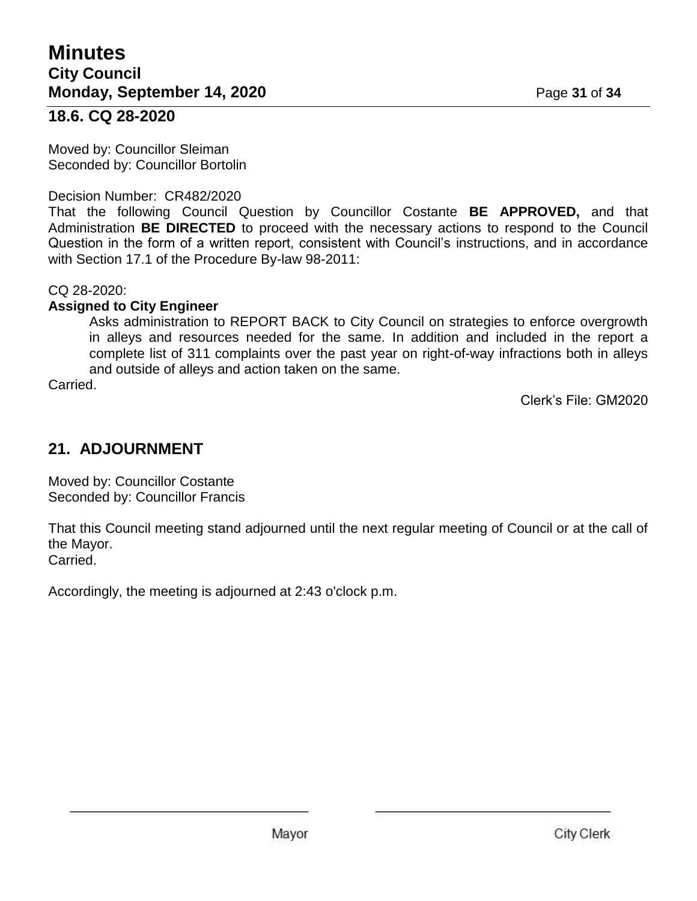## 18.6. CQ 28-2020

Moved by: Councillor Sleiman
Seconded by: Councillor Bortolin

Decision Number: CR482/2020
That the following Council Question by Councillor Costante **BE APPROVED,** and that Administration **BE DIRECTED** to proceed with the necessary actions to respond to the Council Question in the form of a written report, consistent with Council's instructions, and in accordance with Section 17.1 of the Procedure By-law 98-2011:

CQ 28-2020:
**Assigned to City Engineer**

> Asks administration to REPORT BACK to City Council on strategies to enforce overgrowth in alleys and resources needed for the same. In addition and included in the report a complete list of 311 complaints over the past year on right-of-way infractions both in alleys and outside of alleys and action taken on the same.

Carried.

Clerk's File: GM2020

## 21. ADJOURNMENT

Moved by: Councillor Costante
Seconded by: Councillor Francis

That this Council meeting stand adjourned until the next regular meeting of Council or at the call of the Mayor.
Carried.

Accordingly, the meeting is adjourned at 2:43 o'clock p.m.

Mayor

City Clerk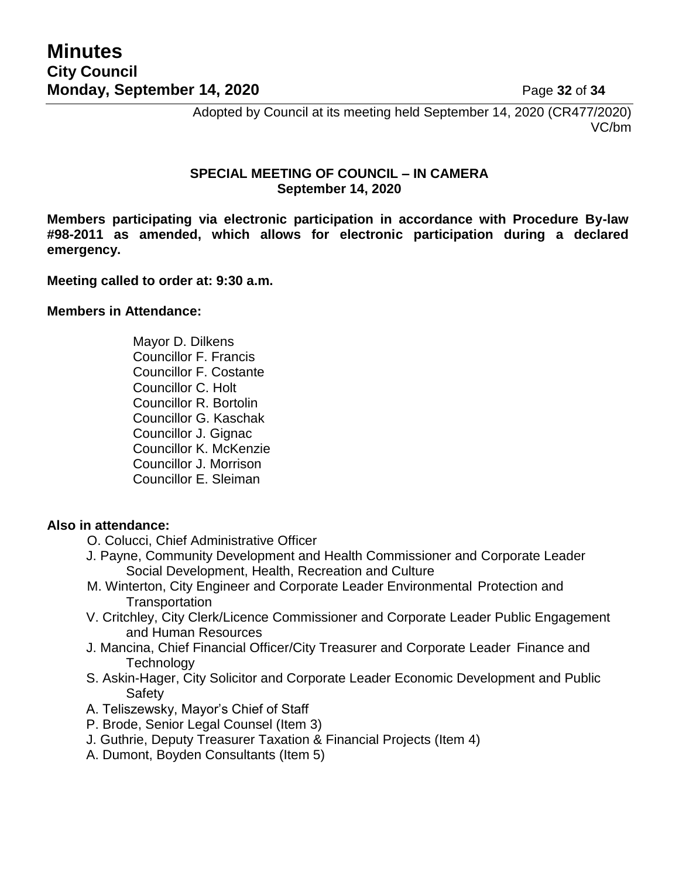Adopted by Council at its meeting held September 14, 2020 (CR477/2020)
VC/bm

**SPECIAL MEETING OF COUNCIL – IN CAMERA**
**September 14, 2020**

**Members participating via electronic participation in accordance with Procedure By-law #98-2011 as amended, which allows for electronic participation during a declared emergency.**

**Meeting called to order at: 9:30 a.m.**

**Members in Attendance:**

Mayor D. Dilkens
Councillor F. Francis
Councillor F. Costante
Councillor C. Holt
Councillor R. Bortolin
Councillor G. Kaschak
Councillor J. Gignac
Councillor K. McKenzie
Councillor J. Morrison
Councillor E. Sleiman

**Also in attendance:**

O. Colucci, Chief Administrative Officer
J. Payne, Community Development and Health Commissioner and Corporate Leader Social Development, Health, Recreation and Culture
M. Winterton, City Engineer and Corporate Leader Environmental Protection and Transportation
V. Critchley, City Clerk/Licence Commissioner and Corporate Leader Public Engagement and Human Resources
J. Mancina, Chief Financial Officer/City Treasurer and Corporate Leader Finance and Technology
S. Askin-Hager, City Solicitor and Corporate Leader Economic Development and Public Safety
A. Teliszewsky, Mayor's Chief of Staff
P. Brode, Senior Legal Counsel (Item 3)
J. Guthrie, Deputy Treasurer Taxation & Financial Projects (Item 4)
A. Dumont, Boyden Consultants (Item 5)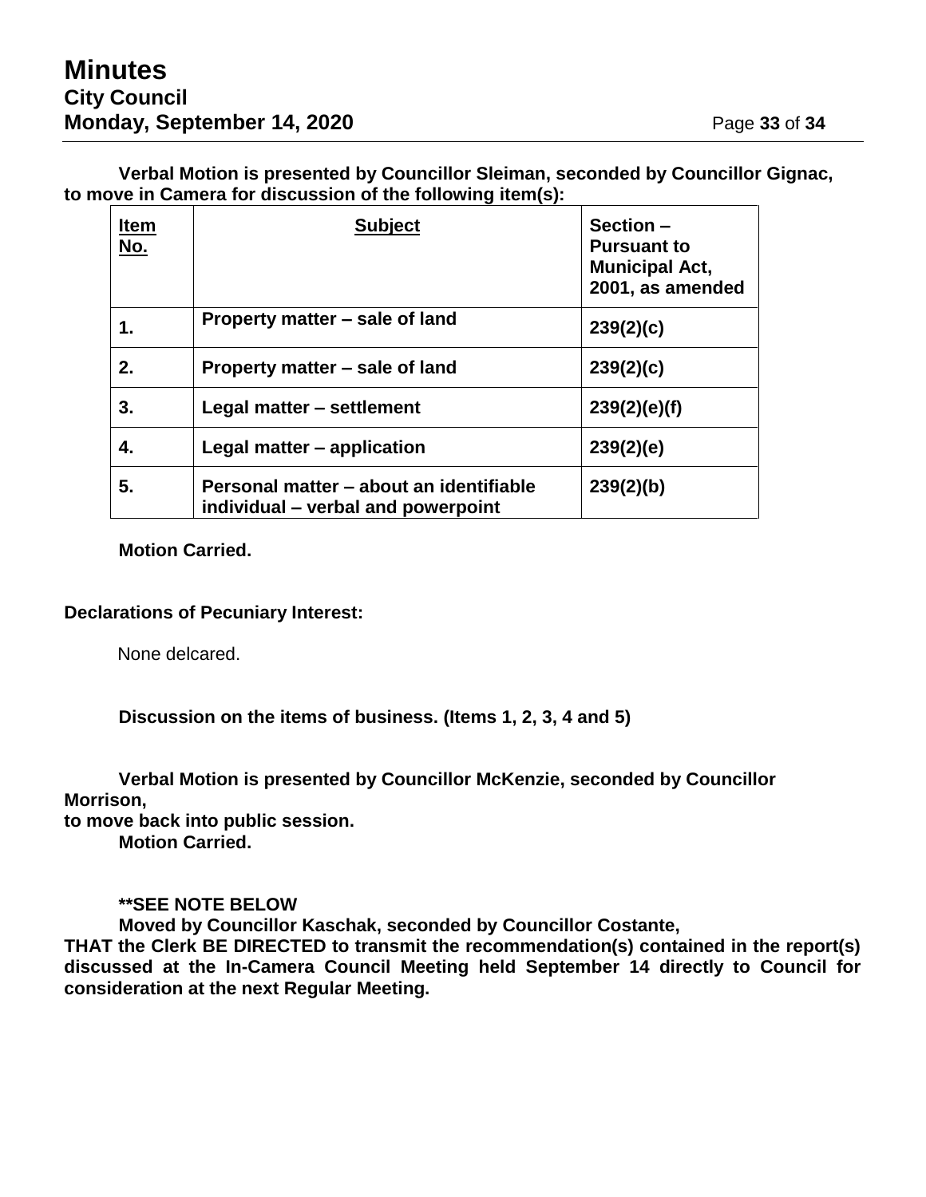**Verbal Motion is presented by Councillor Sleiman, seconded by Councillor Gignac, to move in Camera for discussion of the following item(s):**

| Item No. | Subject | Section – Pursuant to Municipal Act, 2001, as amended |
|---|---|---|
| **1.** | **Property matter – sale of land** | **239(2)(c)** |
| **2.** | **Property matter – sale of land** | **239(2)(c)** |
| **3.** | **Legal matter – settlement** | **239(2)(e)(f)** |
| **4.** | **Legal matter – application** | **239(2)(e)** |
| **5.** | **Personal matter – about an identifiable individual – verbal and powerpoint** | **239(2)(b)** |

**Motion Carried.**

**Declarations of Pecuniary Interest:**

None delcared.

**Discussion on the items of business. (Items 1, 2, 3, 4 and 5)**

**Verbal Motion is presented by Councillor McKenzie, seconded by Councillor Morrison,
to move back into public session.**
**Motion Carried.**

**\*\*SEE NOTE BELOW**
**Moved by Councillor Kaschak, seconded by Councillor Costante,**
**THAT the Clerk BE DIRECTED to transmit the recommendation(s) contained in the report(s) discussed at the In-Camera Council Meeting held September 14 directly to Council for consideration at the next Regular Meeting.**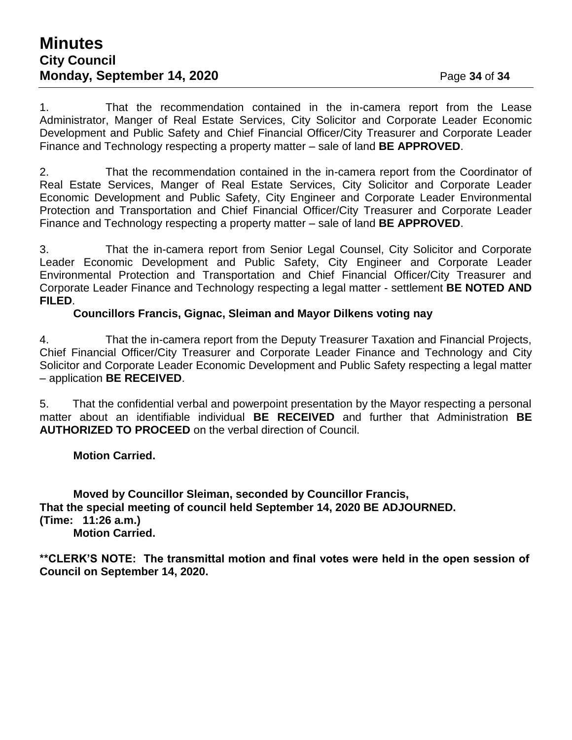1. That the recommendation contained in the in-camera report from the Lease Administrator, Manger of Real Estate Services, City Solicitor and Corporate Leader Economic Development and Public Safety and Chief Financial Officer/City Treasurer and Corporate Leader Finance and Technology respecting a property matter – sale of land **BE APPROVED**.

2. That the recommendation contained in the in-camera report from the Coordinator of Real Estate Services, Manger of Real Estate Services, City Solicitor and Corporate Leader Economic Development and Public Safety, City Engineer and Corporate Leader Environmental Protection and Transportation and Chief Financial Officer/City Treasurer and Corporate Leader Finance and Technology respecting a property matter – sale of land **BE APPROVED**.

3. That the in-camera report from Senior Legal Counsel, City Solicitor and Corporate Leader Economic Development and Public Safety, City Engineer and Corporate Leader Environmental Protection and Transportation and Chief Financial Officer/City Treasurer and Corporate Leader Finance and Technology respecting a legal matter - settlement **BE NOTED AND FILED**.

**Councillors Francis, Gignac, Sleiman and Mayor Dilkens voting nay**

4. That the in-camera report from the Deputy Treasurer Taxation and Financial Projects, Chief Financial Officer/City Treasurer and Corporate Leader Finance and Technology and City Solicitor and Corporate Leader Economic Development and Public Safety respecting a legal matter – application **BE RECEIVED**.

5. That the confidential verbal and powerpoint presentation by the Mayor respecting a personal matter about an identifiable individual **BE RECEIVED** and further that Administration **BE AUTHORIZED TO PROCEED** on the verbal direction of Council.

**Motion Carried.**

**Moved by Councillor Sleiman, seconded by Councillor Francis,**
**That the special meeting of council held September 14, 2020 BE ADJOURNED.**
**(Time: 11:26 a.m.)**
**Motion Carried.**

**\*\*CLERK'S NOTE: The transmittal motion and final votes were held in the open session of Council on September 14, 2020.**